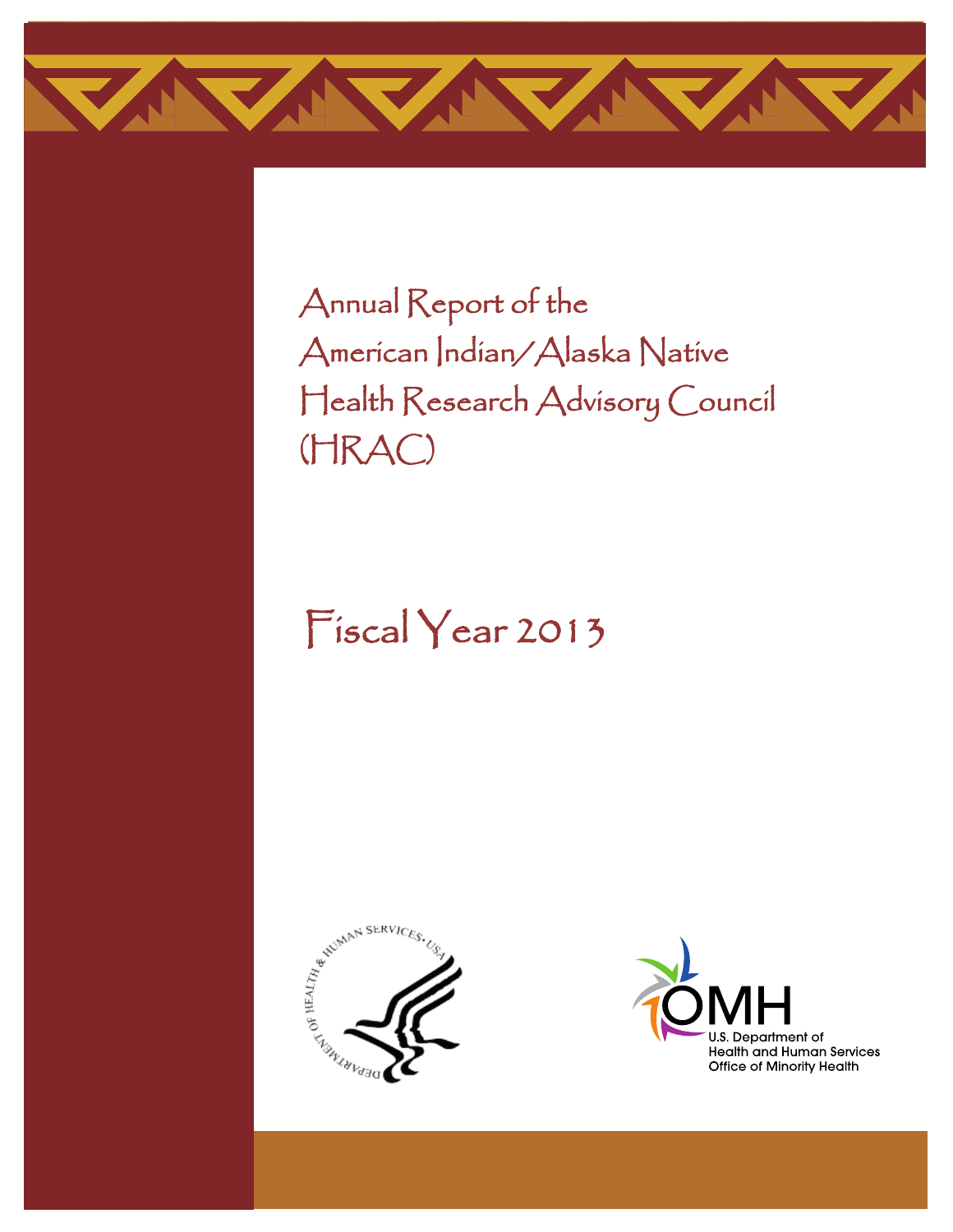# Annual Report of the American Indian/Alaska Native Health Research Advisory Council (HRAC)

## Fiscal Year 2013

U.S. Department of Health and Human Services
Office of Minority Health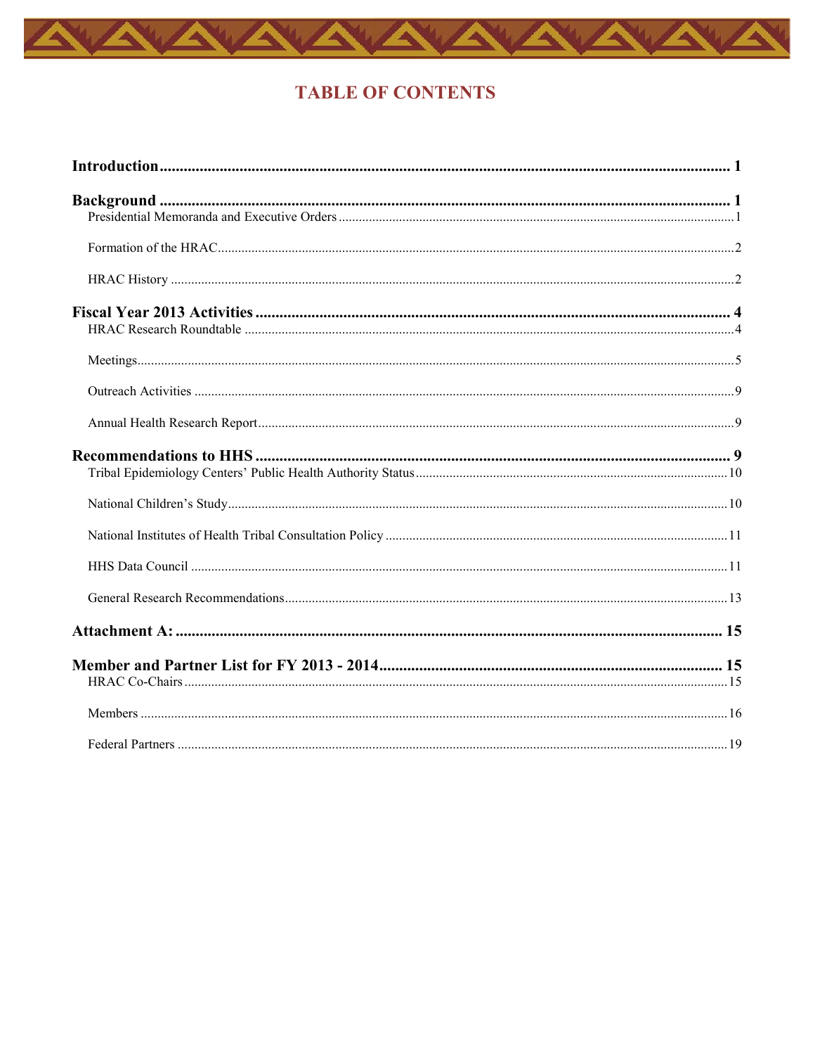# TABLE OF CONTENTS

**Introduction** ........ 1

**Background** ........ 1

- Presidential Memoranda and Executive Orders ........ 1
- Formation of the HRAC ........ 2
- HRAC History ........ 2

**Fiscal Year 2013 Activities** ........ 4

- HRAC Research Roundtable ........ 4
- Meetings ........ 5
- Outreach Activities ........ 9
- Annual Health Research Report ........ 9

**Recommendations to HHS** ........ 9

- Tribal Epidemiology Centers' Public Health Authority Status ........ 10
- National Children's Study ........ 10
- National Institutes of Health Tribal Consultation Policy ........ 11
- HHS Data Council ........ 11
- General Research Recommendations ........ 13

**Attachment A:** ........ 15

**Member and Partner List for FY 2013 - 2014** ........ 15

- HRAC Co-Chairs ........ 15
- Members ........ 16
- Federal Partners ........ 19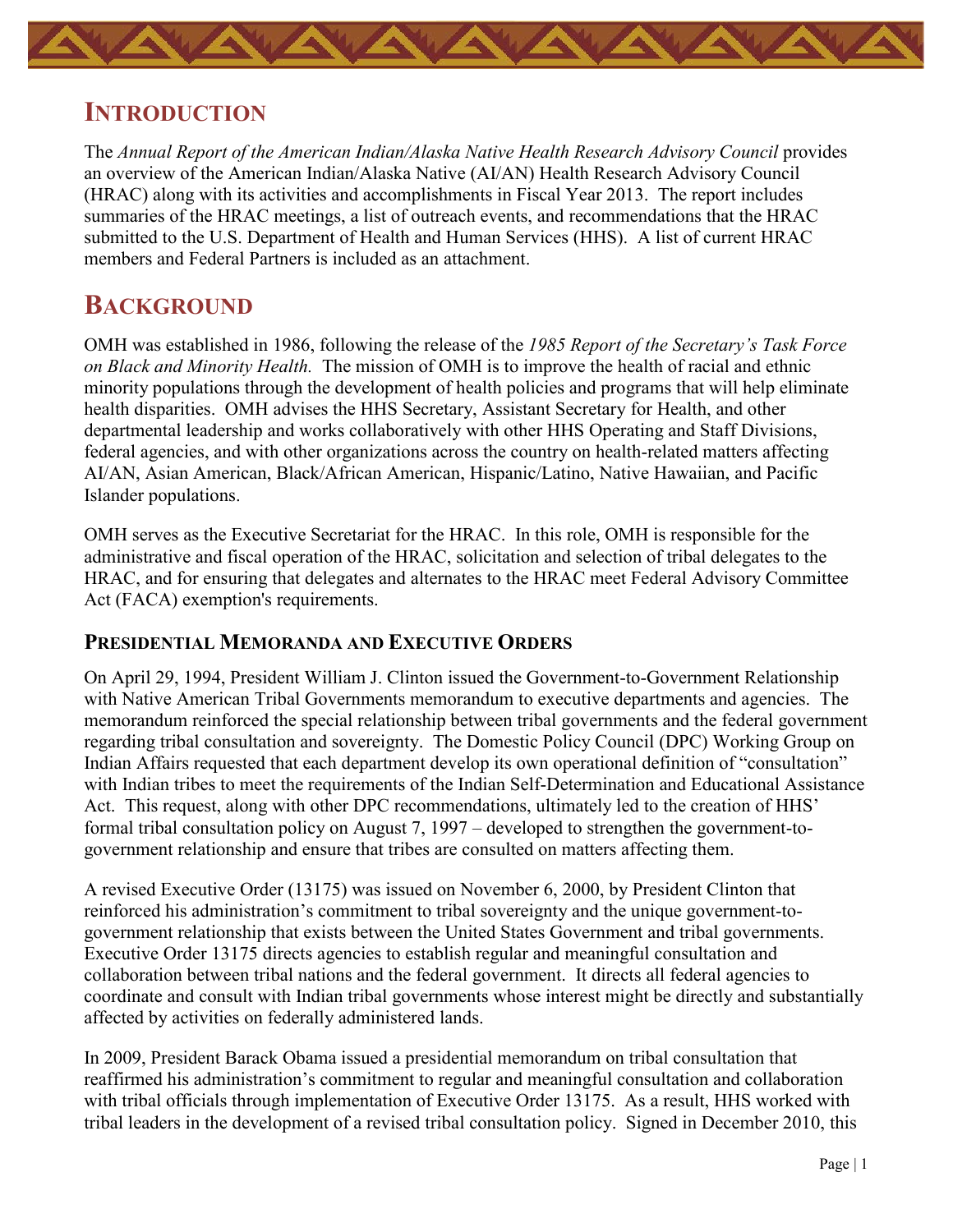# Introduction

The *Annual Report of the American Indian/Alaska Native Health Research Advisory Council* provides an overview of the American Indian/Alaska Native (AI/AN) Health Research Advisory Council (HRAC) along with its activities and accomplishments in Fiscal Year 2013. The report includes summaries of the HRAC meetings, a list of outreach events, and recommendations that the HRAC submitted to the U.S. Department of Health and Human Services (HHS). A list of current HRAC members and Federal Partners is included as an attachment.

# Background

OMH was established in 1986, following the release of the *1985 Report of the Secretary's Task Force on Black and Minority Health.* The mission of OMH is to improve the health of racial and ethnic minority populations through the development of health policies and programs that will help eliminate health disparities. OMH advises the HHS Secretary, Assistant Secretary for Health, and other departmental leadership and works collaboratively with other HHS Operating and Staff Divisions, federal agencies, and with other organizations across the country on health-related matters affecting AI/AN, Asian American, Black/African American, Hispanic/Latino, Native Hawaiian, and Pacific Islander populations.

OMH serves as the Executive Secretariat for the HRAC. In this role, OMH is responsible for the administrative and fiscal operation of the HRAC, solicitation and selection of tribal delegates to the HRAC, and for ensuring that delegates and alternates to the HRAC meet Federal Advisory Committee Act (FACA) exemption's requirements.

## Presidential Memoranda and Executive Orders

On April 29, 1994, President William J. Clinton issued the Government-to-Government Relationship with Native American Tribal Governments memorandum to executive departments and agencies. The memorandum reinforced the special relationship between tribal governments and the federal government regarding tribal consultation and sovereignty. The Domestic Policy Council (DPC) Working Group on Indian Affairs requested that each department develop its own operational definition of "consultation" with Indian tribes to meet the requirements of the Indian Self-Determination and Educational Assistance Act. This request, along with other DPC recommendations, ultimately led to the creation of HHS' formal tribal consultation policy on August 7, 1997 – developed to strengthen the government-to-government relationship and ensure that tribes are consulted on matters affecting them.

A revised Executive Order (13175) was issued on November 6, 2000, by President Clinton that reinforced his administration's commitment to tribal sovereignty and the unique government-to-government relationship that exists between the United States Government and tribal governments. Executive Order 13175 directs agencies to establish regular and meaningful consultation and collaboration between tribal nations and the federal government. It directs all federal agencies to coordinate and consult with Indian tribal governments whose interest might be directly and substantially affected by activities on federally administered lands.

In 2009, President Barack Obama issued a presidential memorandum on tribal consultation that reaffirmed his administration's commitment to regular and meaningful consultation and collaboration with tribal officials through implementation of Executive Order 13175. As a result, HHS worked with tribal leaders in the development of a revised tribal consultation policy. Signed in December 2010, this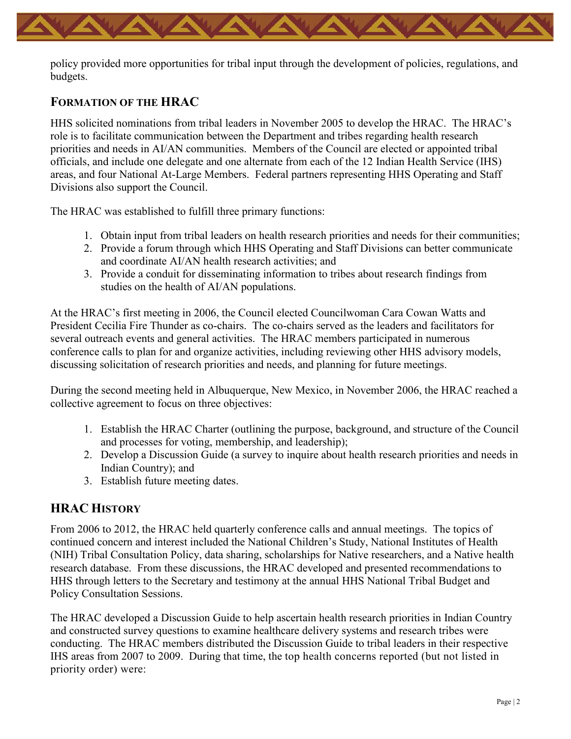policy provided more opportunities for tribal input through the development of policies, regulations, and budgets.

## Formation of the HRAC

HHS solicited nominations from tribal leaders in November 2005 to develop the HRAC. The HRAC's role is to facilitate communication between the Department and tribes regarding health research priorities and needs in AI/AN communities. Members of the Council are elected or appointed tribal officials, and include one delegate and one alternate from each of the 12 Indian Health Service (IHS) areas, and four National At-Large Members. Federal partners representing HHS Operating and Staff Divisions also support the Council.

The HRAC was established to fulfill three primary functions:

1. Obtain input from tribal leaders on health research priorities and needs for their communities;
2. Provide a forum through which HHS Operating and Staff Divisions can better communicate and coordinate AI/AN health research activities; and
3. Provide a conduit for disseminating information to tribes about research findings from studies on the health of AI/AN populations.

At the HRAC's first meeting in 2006, the Council elected Councilwoman Cara Cowan Watts and President Cecilia Fire Thunder as co-chairs. The co-chairs served as the leaders and facilitators for several outreach events and general activities. The HRAC members participated in numerous conference calls to plan for and organize activities, including reviewing other HHS advisory models, discussing solicitation of research priorities and needs, and planning for future meetings.

During the second meeting held in Albuquerque, New Mexico, in November 2006, the HRAC reached a collective agreement to focus on three objectives:

1. Establish the HRAC Charter (outlining the purpose, background, and structure of the Council and processes for voting, membership, and leadership);
2. Develop a Discussion Guide (a survey to inquire about health research priorities and needs in Indian Country); and
3. Establish future meeting dates.

## HRAC History

From 2006 to 2012, the HRAC held quarterly conference calls and annual meetings. The topics of continued concern and interest included the National Children's Study, National Institutes of Health (NIH) Tribal Consultation Policy, data sharing, scholarships for Native researchers, and a Native health research database. From these discussions, the HRAC developed and presented recommendations to HHS through letters to the Secretary and testimony at the annual HHS National Tribal Budget and Policy Consultation Sessions.

The HRAC developed a Discussion Guide to help ascertain health research priorities in Indian Country and constructed survey questions to examine healthcare delivery systems and research tribes were conducting. The HRAC members distributed the Discussion Guide to tribal leaders in their respective IHS areas from 2007 to 2009. During that time, the top health concerns reported (but not listed in priority order) were: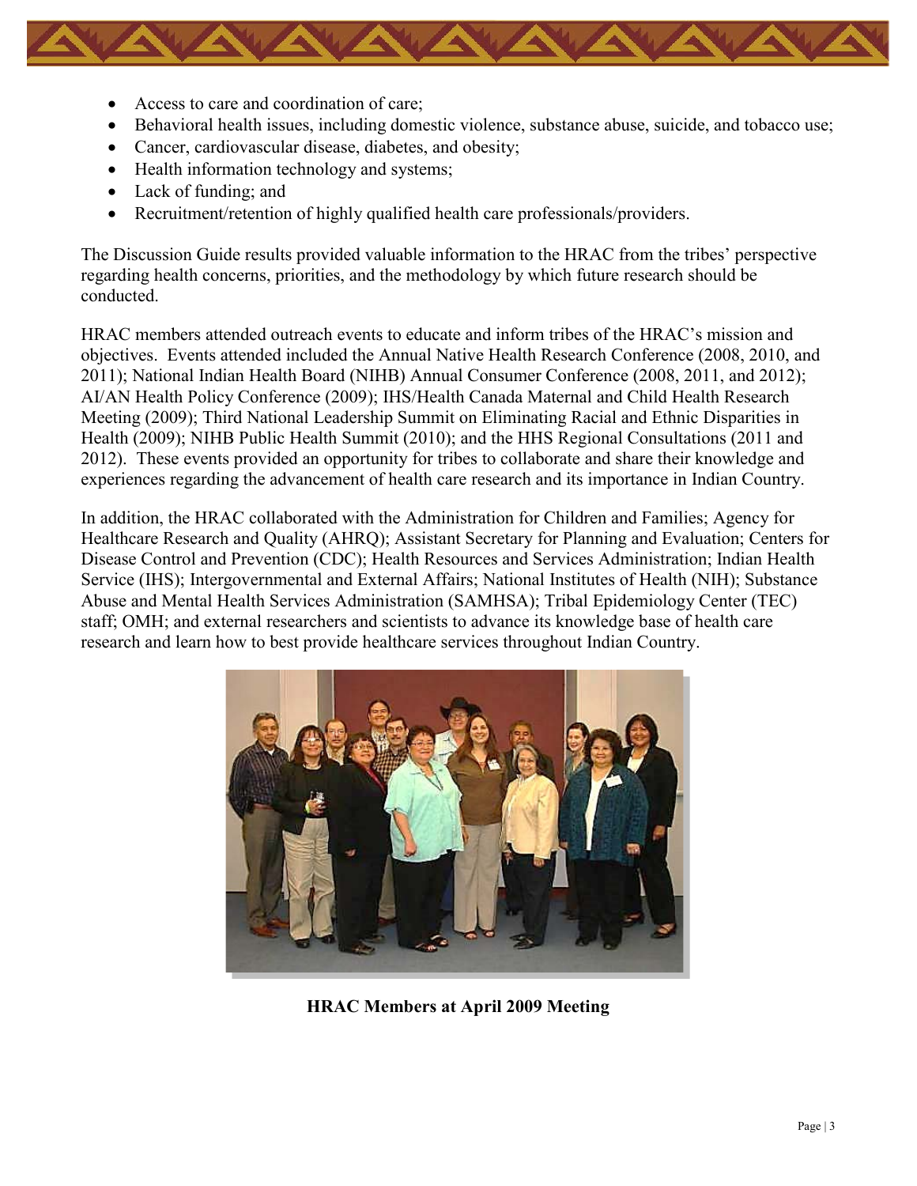- Access to care and coordination of care;
- Behavioral health issues, including domestic violence, substance abuse, suicide, and tobacco use;
- Cancer, cardiovascular disease, diabetes, and obesity;
- Health information technology and systems;
- Lack of funding; and
- Recruitment/retention of highly qualified health care professionals/providers.

The Discussion Guide results provided valuable information to the HRAC from the tribes' perspective regarding health concerns, priorities, and the methodology by which future research should be conducted.

HRAC members attended outreach events to educate and inform tribes of the HRAC's mission and objectives. Events attended included the Annual Native Health Research Conference (2008, 2010, and 2011); National Indian Health Board (NIHB) Annual Consumer Conference (2008, 2011, and 2012); AI/AN Health Policy Conference (2009); IHS/Health Canada Maternal and Child Health Research Meeting (2009); Third National Leadership Summit on Eliminating Racial and Ethnic Disparities in Health (2009); NIHB Public Health Summit (2010); and the HHS Regional Consultations (2011 and 2012). These events provided an opportunity for tribes to collaborate and share their knowledge and experiences regarding the advancement of health care research and its importance in Indian Country.

In addition, the HRAC collaborated with the Administration for Children and Families; Agency for Healthcare Research and Quality (AHRQ); Assistant Secretary for Planning and Evaluation; Centers for Disease Control and Prevention (CDC); Health Resources and Services Administration; Indian Health Service (IHS); Intergovernmental and External Affairs; National Institutes of Health (NIH); Substance Abuse and Mental Health Services Administration (SAMHSA); Tribal Epidemiology Center (TEC) staff; OMH; and external researchers and scientists to advance its knowledge base of health care research and learn how to best provide healthcare services throughout Indian Country.

**HRAC Members at April 2009 Meeting**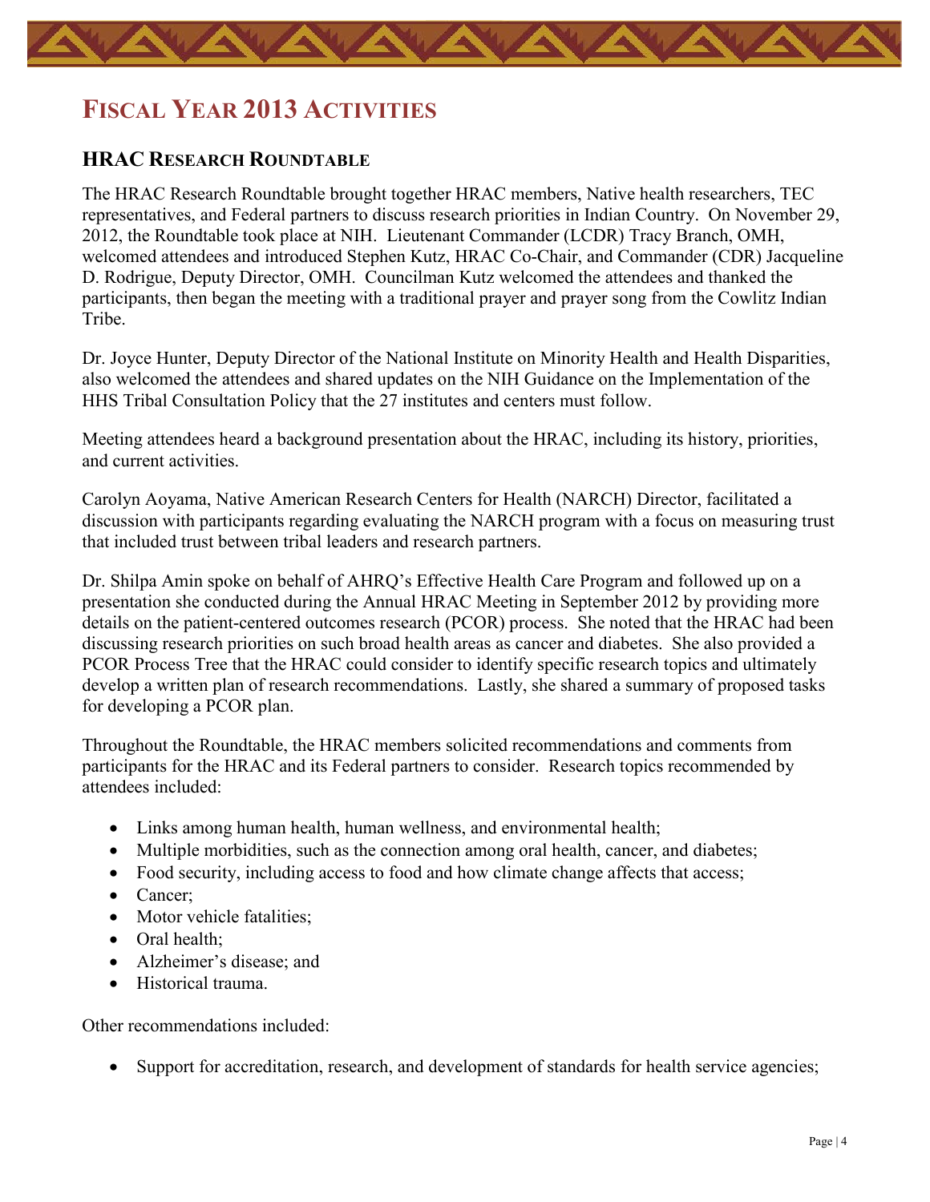# Fiscal Year 2013 Activities

## HRAC Research Roundtable

The HRAC Research Roundtable brought together HRAC members, Native health researchers, TEC representatives, and Federal partners to discuss research priorities in Indian Country. On November 29, 2012, the Roundtable took place at NIH. Lieutenant Commander (LCDR) Tracy Branch, OMH, welcomed attendees and introduced Stephen Kutz, HRAC Co-Chair, and Commander (CDR) Jacqueline D. Rodrigue, Deputy Director, OMH. Councilman Kutz welcomed the attendees and thanked the participants, then began the meeting with a traditional prayer and prayer song from the Cowlitz Indian Tribe.

Dr. Joyce Hunter, Deputy Director of the National Institute on Minority Health and Health Disparities, also welcomed the attendees and shared updates on the NIH Guidance on the Implementation of the HHS Tribal Consultation Policy that the 27 institutes and centers must follow.

Meeting attendees heard a background presentation about the HRAC, including its history, priorities, and current activities.

Carolyn Aoyama, Native American Research Centers for Health (NARCH) Director, facilitated a discussion with participants regarding evaluating the NARCH program with a focus on measuring trust that included trust between tribal leaders and research partners.

Dr. Shilpa Amin spoke on behalf of AHRQ's Effective Health Care Program and followed up on a presentation she conducted during the Annual HRAC Meeting in September 2012 by providing more details on the patient-centered outcomes research (PCOR) process. She noted that the HRAC had been discussing research priorities on such broad health areas as cancer and diabetes. She also provided a PCOR Process Tree that the HRAC could consider to identify specific research topics and ultimately develop a written plan of research recommendations. Lastly, she shared a summary of proposed tasks for developing a PCOR plan.

Throughout the Roundtable, the HRAC members solicited recommendations and comments from participants for the HRAC and its Federal partners to consider. Research topics recommended by attendees included:

- Links among human health, human wellness, and environmental health;
- Multiple morbidities, such as the connection among oral health, cancer, and diabetes;
- Food security, including access to food and how climate change affects that access;
- Cancer;
- Motor vehicle fatalities;
- Oral health;
- Alzheimer's disease; and
- Historical trauma.

Other recommendations included:

- Support for accreditation, research, and development of standards for health service agencies;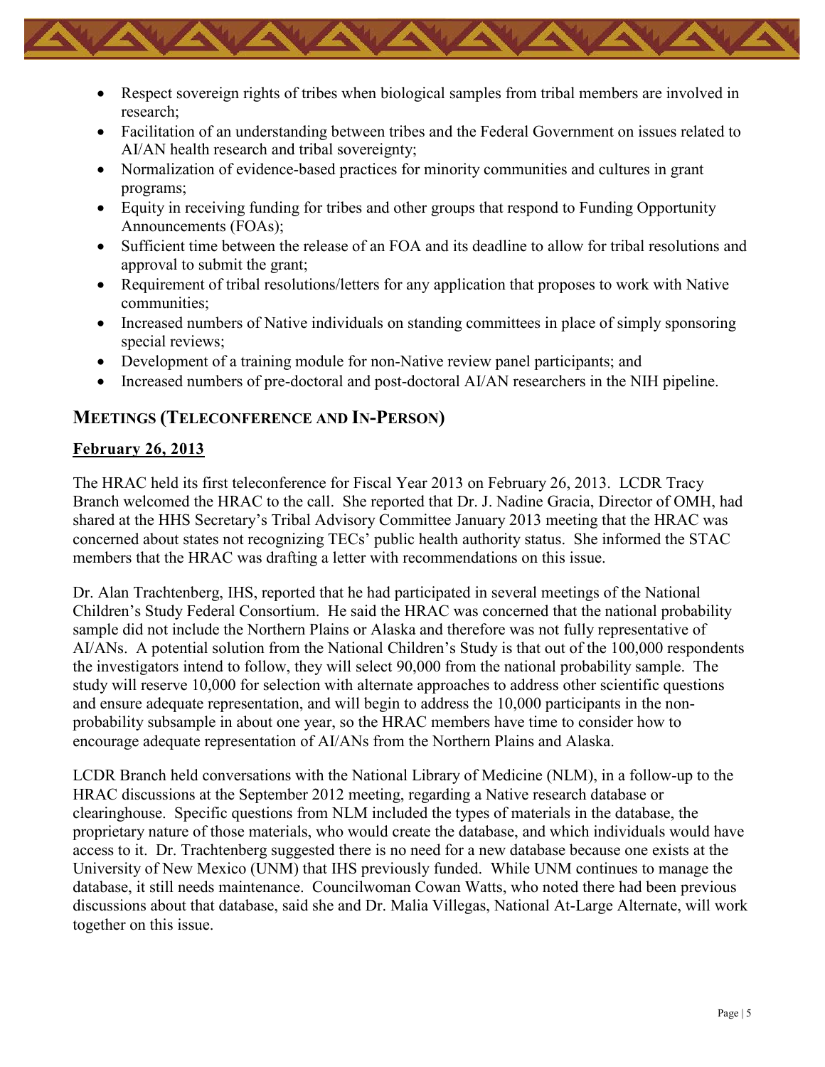- Respect sovereign rights of tribes when biological samples from tribal members are involved in research;
- Facilitation of an understanding between tribes and the Federal Government on issues related to AI/AN health research and tribal sovereignty;
- Normalization of evidence-based practices for minority communities and cultures in grant programs;
- Equity in receiving funding for tribes and other groups that respond to Funding Opportunity Announcements (FOAs);
- Sufficient time between the release of an FOA and its deadline to allow for tribal resolutions and approval to submit the grant;
- Requirement of tribal resolutions/letters for any application that proposes to work with Native communities;
- Increased numbers of Native individuals on standing committees in place of simply sponsoring special reviews;
- Development of a training module for non-Native review panel participants; and
- Increased numbers of pre-doctoral and post-doctoral AI/AN researchers in the NIH pipeline.

## MEETINGS (TELECONFERENCE AND IN-PERSON)

### February 26, 2013

The HRAC held its first teleconference for Fiscal Year 2013 on February 26, 2013. LCDR Tracy Branch welcomed the HRAC to the call. She reported that Dr. J. Nadine Gracia, Director of OMH, had shared at the HHS Secretary's Tribal Advisory Committee January 2013 meeting that the HRAC was concerned about states not recognizing TECs' public health authority status. She informed the STAC members that the HRAC was drafting a letter with recommendations on this issue.

Dr. Alan Trachtenberg, IHS, reported that he had participated in several meetings of the National Children's Study Federal Consortium. He said the HRAC was concerned that the national probability sample did not include the Northern Plains or Alaska and therefore was not fully representative of AI/ANs. A potential solution from the National Children's Study is that out of the 100,000 respondents the investigators intend to follow, they will select 90,000 from the national probability sample. The study will reserve 10,000 for selection with alternate approaches to address other scientific questions and ensure adequate representation, and will begin to address the 10,000 participants in the non-probability subsample in about one year, so the HRAC members have time to consider how to encourage adequate representation of AI/ANs from the Northern Plains and Alaska.

LCDR Branch held conversations with the National Library of Medicine (NLM), in a follow-up to the HRAC discussions at the September 2012 meeting, regarding a Native research database or clearinghouse. Specific questions from NLM included the types of materials in the database, the proprietary nature of those materials, who would create the database, and which individuals would have access to it. Dr. Trachtenberg suggested there is no need for a new database because one exists at the University of New Mexico (UNM) that IHS previously funded. While UNM continues to manage the database, it still needs maintenance. Councilwoman Cowan Watts, who noted there had been previous discussions about that database, said she and Dr. Malia Villegas, National At-Large Alternate, will work together on this issue.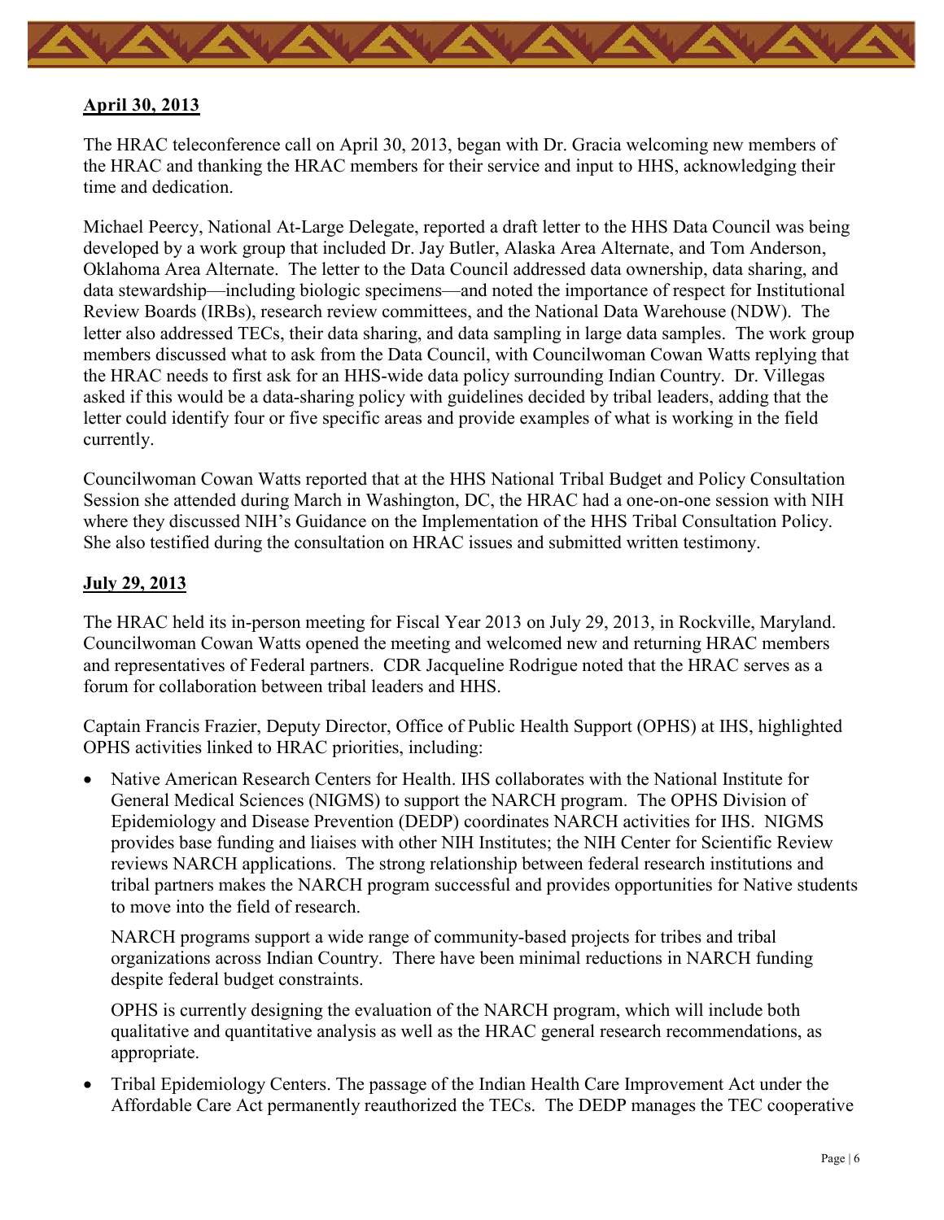**April 30, 2013**

The HRAC teleconference call on April 30, 2013, began with Dr. Gracia welcoming new members of the HRAC and thanking the HRAC members for their service and input to HHS, acknowledging their time and dedication.

Michael Peercy, National At-Large Delegate, reported a draft letter to the HHS Data Council was being developed by a work group that included Dr. Jay Butler, Alaska Area Alternate, and Tom Anderson, Oklahoma Area Alternate. The letter to the Data Council addressed data ownership, data sharing, and data stewardship—including biologic specimens—and noted the importance of respect for Institutional Review Boards (IRBs), research review committees, and the National Data Warehouse (NDW). The letter also addressed TECs, their data sharing, and data sampling in large data samples. The work group members discussed what to ask from the Data Council, with Councilwoman Cowan Watts replying that the HRAC needs to first ask for an HHS-wide data policy surrounding Indian Country. Dr. Villegas asked if this would be a data-sharing policy with guidelines decided by tribal leaders, adding that the letter could identify four or five specific areas and provide examples of what is working in the field currently.

Councilwoman Cowan Watts reported that at the HHS National Tribal Budget and Policy Consultation Session she attended during March in Washington, DC, the HRAC had a one-on-one session with NIH where they discussed NIH's Guidance on the Implementation of the HHS Tribal Consultation Policy. She also testified during the consultation on HRAC issues and submitted written testimony.

**July 29, 2013**

The HRAC held its in-person meeting for Fiscal Year 2013 on July 29, 2013, in Rockville, Maryland. Councilwoman Cowan Watts opened the meeting and welcomed new and returning HRAC members and representatives of Federal partners. CDR Jacqueline Rodrigue noted that the HRAC serves as a forum for collaboration between tribal leaders and HHS.

Captain Francis Frazier, Deputy Director, Office of Public Health Support (OPHS) at IHS, highlighted OPHS activities linked to HRAC priorities, including:

- Native American Research Centers for Health. IHS collaborates with the National Institute for General Medical Sciences (NIGMS) to support the NARCH program. The OPHS Division of Epidemiology and Disease Prevention (DEDP) coordinates NARCH activities for IHS. NIGMS provides base funding and liaises with other NIH Institutes; the NIH Center for Scientific Review reviews NARCH applications. The strong relationship between federal research institutions and tribal partners makes the NARCH program successful and provides opportunities for Native students to move into the field of research.

  NARCH programs support a wide range of community-based projects for tribes and tribal organizations across Indian Country. There have been minimal reductions in NARCH funding despite federal budget constraints.

  OPHS is currently designing the evaluation of the NARCH program, which will include both qualitative and quantitative analysis as well as the HRAC general research recommendations, as appropriate.

- Tribal Epidemiology Centers. The passage of the Indian Health Care Improvement Act under the Affordable Care Act permanently reauthorized the TECs. The DEDP manages the TEC cooperative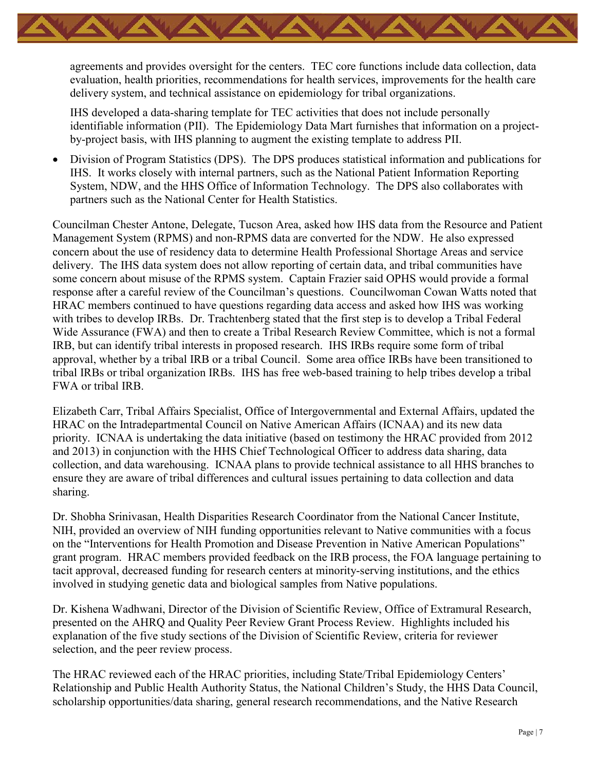agreements and provides oversight for the centers. TEC core functions include data collection, data evaluation, health priorities, recommendations for health services, improvements for the health care delivery system, and technical assistance on epidemiology for tribal organizations.

IHS developed a data-sharing template for TEC activities that does not include personally identifiable information (PII). The Epidemiology Data Mart furnishes that information on a project-by-project basis, with IHS planning to augment the existing template to address PII.

- Division of Program Statistics (DPS). The DPS produces statistical information and publications for IHS. It works closely with internal partners, such as the National Patient Information Reporting System, NDW, and the HHS Office of Information Technology. The DPS also collaborates with partners such as the National Center for Health Statistics.

Councilman Chester Antone, Delegate, Tucson Area, asked how IHS data from the Resource and Patient Management System (RPMS) and non-RPMS data are converted for the NDW. He also expressed concern about the use of residency data to determine Health Professional Shortage Areas and service delivery. The IHS data system does not allow reporting of certain data, and tribal communities have some concern about misuse of the RPMS system. Captain Frazier said OPHS would provide a formal response after a careful review of the Councilman's questions. Councilwoman Cowan Watts noted that HRAC members continued to have questions regarding data access and asked how IHS was working with tribes to develop IRBs. Dr. Trachtenberg stated that the first step is to develop a Tribal Federal Wide Assurance (FWA) and then to create a Tribal Research Review Committee, which is not a formal IRB, but can identify tribal interests in proposed research. IHS IRBs require some form of tribal approval, whether by a tribal IRB or a tribal Council. Some area office IRBs have been transitioned to tribal IRBs or tribal organization IRBs. IHS has free web-based training to help tribes develop a tribal FWA or tribal IRB.

Elizabeth Carr, Tribal Affairs Specialist, Office of Intergovernmental and External Affairs, updated the HRAC on the Intradepartmental Council on Native American Affairs (ICNAA) and its new data priority. ICNAA is undertaking the data initiative (based on testimony the HRAC provided from 2012 and 2013) in conjunction with the HHS Chief Technological Officer to address data sharing, data collection, and data warehousing. ICNAA plans to provide technical assistance to all HHS branches to ensure they are aware of tribal differences and cultural issues pertaining to data collection and data sharing.

Dr. Shobha Srinivasan, Health Disparities Research Coordinator from the National Cancer Institute, NIH, provided an overview of NIH funding opportunities relevant to Native communities with a focus on the "Interventions for Health Promotion and Disease Prevention in Native American Populations" grant program. HRAC members provided feedback on the IRB process, the FOA language pertaining to tacit approval, decreased funding for research centers at minority-serving institutions, and the ethics involved in studying genetic data and biological samples from Native populations.

Dr. Kishena Wadhwani, Director of the Division of Scientific Review, Office of Extramural Research, presented on the AHRQ and Quality Peer Review Grant Process Review. Highlights included his explanation of the five study sections of the Division of Scientific Review, criteria for reviewer selection, and the peer review process.

The HRAC reviewed each of the HRAC priorities, including State/Tribal Epidemiology Centers' Relationship and Public Health Authority Status, the National Children's Study, the HHS Data Council, scholarship opportunities/data sharing, general research recommendations, and the Native Research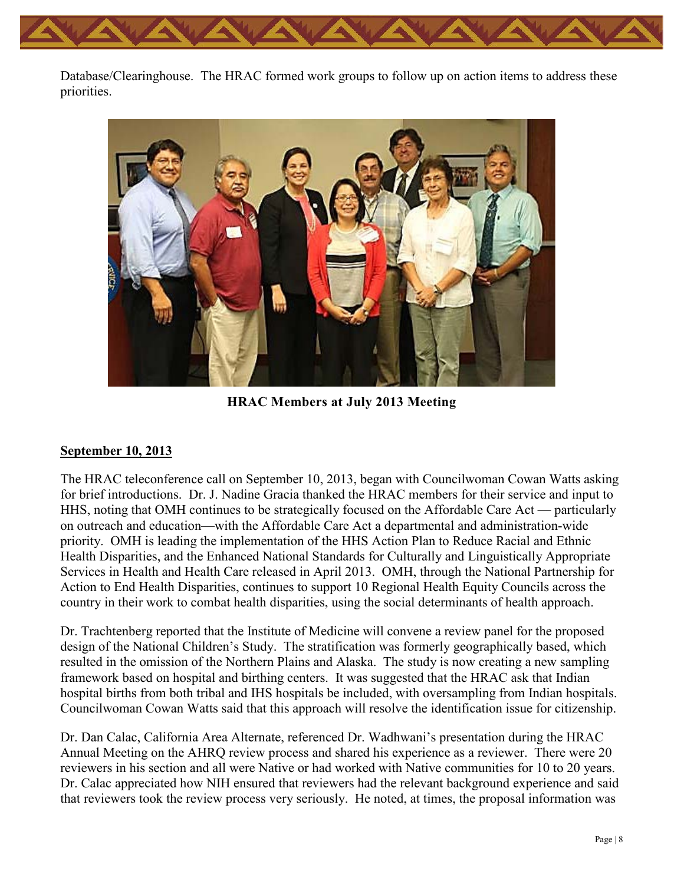Database/Clearinghouse. The HRAC formed work groups to follow up on action items to address these priorities.

**HRAC Members at July 2013 Meeting**

**September 10, 2013**

The HRAC teleconference call on September 10, 2013, began with Councilwoman Cowan Watts asking for brief introductions. Dr. J. Nadine Gracia thanked the HRAC members for their service and input to HHS, noting that OMH continues to be strategically focused on the Affordable Care Act — particularly on outreach and education—with the Affordable Care Act a departmental and administration-wide priority. OMH is leading the implementation of the HHS Action Plan to Reduce Racial and Ethnic Health Disparities, and the Enhanced National Standards for Culturally and Linguistically Appropriate Services in Health and Health Care released in April 2013. OMH, through the National Partnership for Action to End Health Disparities, continues to support 10 Regional Health Equity Councils across the country in their work to combat health disparities, using the social determinants of health approach.

Dr. Trachtenberg reported that the Institute of Medicine will convene a review panel for the proposed design of the National Children's Study. The stratification was formerly geographically based, which resulted in the omission of the Northern Plains and Alaska. The study is now creating a new sampling framework based on hospital and birthing centers. It was suggested that the HRAC ask that Indian hospital births from both tribal and IHS hospitals be included, with oversampling from Indian hospitals. Councilwoman Cowan Watts said that this approach will resolve the identification issue for citizenship.

Dr. Dan Calac, California Area Alternate, referenced Dr. Wadhwani's presentation during the HRAC Annual Meeting on the AHRQ review process and shared his experience as a reviewer. There were 20 reviewers in his section and all were Native or had worked with Native communities for 10 to 20 years. Dr. Calac appreciated how NIH ensured that reviewers had the relevant background experience and said that reviewers took the review process very seriously. He noted, at times, the proposal information was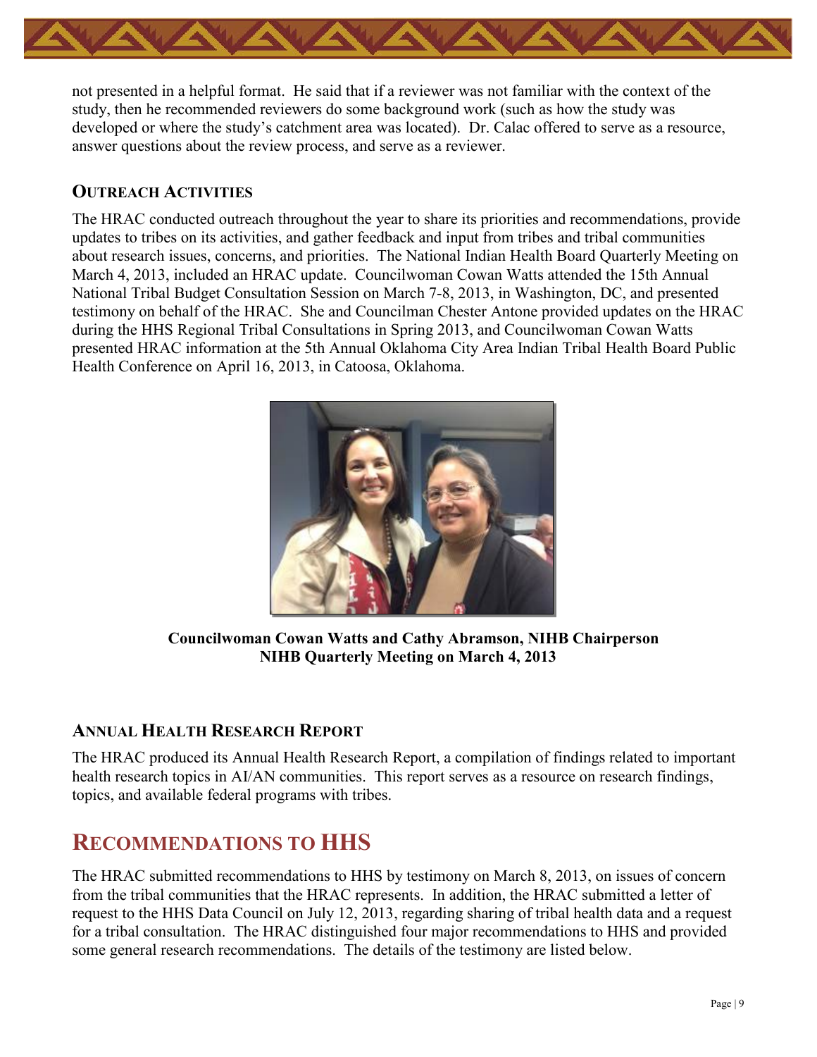not presented in a helpful format. He said that if a reviewer was not familiar with the context of the study, then he recommended reviewers do some background work (such as how the study was developed or where the study's catchment area was located). Dr. Calac offered to serve as a resource, answer questions about the review process, and serve as a reviewer.

### Outreach Activities

The HRAC conducted outreach throughout the year to share its priorities and recommendations, provide updates to tribes on its activities, and gather feedback and input from tribes and tribal communities about research issues, concerns, and priorities. The National Indian Health Board Quarterly Meeting on March 4, 2013, included an HRAC update. Councilwoman Cowan Watts attended the 15th Annual National Tribal Budget Consultation Session on March 7-8, 2013, in Washington, DC, and presented testimony on behalf of the HRAC. She and Councilman Chester Antone provided updates on the HRAC during the HHS Regional Tribal Consultations in Spring 2013, and Councilwoman Cowan Watts presented HRAC information at the 5th Annual Oklahoma City Area Indian Tribal Health Board Public Health Conference on April 16, 2013, in Catoosa, Oklahoma.

**Councilwoman Cowan Watts and Cathy Abramson, NIHB Chairperson**
**NIHB Quarterly Meeting on March 4, 2013**

### Annual Health Research Report

The HRAC produced its Annual Health Research Report, a compilation of findings related to important health research topics in AI/AN communities. This report serves as a resource on research findings, topics, and available federal programs with tribes.

## Recommendations to HHS

The HRAC submitted recommendations to HHS by testimony on March 8, 2013, on issues of concern from the tribal communities that the HRAC represents. In addition, the HRAC submitted a letter of request to the HHS Data Council on July 12, 2013, regarding sharing of tribal health data and a request for a tribal consultation. The HRAC distinguished four major recommendations to HHS and provided some general research recommendations. The details of the testimony are listed below.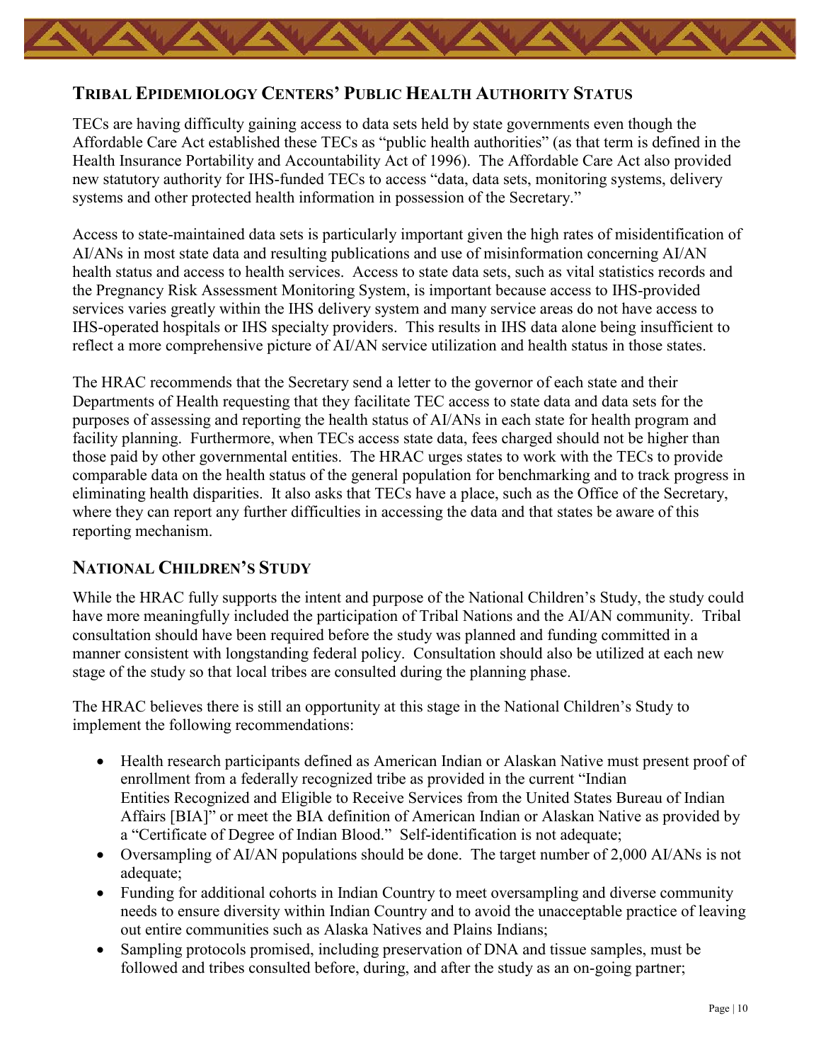## Tribal Epidemiology Centers' Public Health Authority Status

TECs are having difficulty gaining access to data sets held by state governments even though the Affordable Care Act established these TECs as "public health authorities" (as that term is defined in the Health Insurance Portability and Accountability Act of 1996). The Affordable Care Act also provided new statutory authority for IHS-funded TECs to access "data, data sets, monitoring systems, delivery systems and other protected health information in possession of the Secretary."

Access to state-maintained data sets is particularly important given the high rates of misidentification of AI/ANs in most state data and resulting publications and use of misinformation concerning AI/AN health status and access to health services. Access to state data sets, such as vital statistics records and the Pregnancy Risk Assessment Monitoring System, is important because access to IHS-provided services varies greatly within the IHS delivery system and many service areas do not have access to IHS-operated hospitals or IHS specialty providers. This results in IHS data alone being insufficient to reflect a more comprehensive picture of AI/AN service utilization and health status in those states.

The HRAC recommends that the Secretary send a letter to the governor of each state and their Departments of Health requesting that they facilitate TEC access to state data and data sets for the purposes of assessing and reporting the health status of AI/ANs in each state for health program and facility planning. Furthermore, when TECs access state data, fees charged should not be higher than those paid by other governmental entities. The HRAC urges states to work with the TECs to provide comparable data on the health status of the general population for benchmarking and to track progress in eliminating health disparities. It also asks that TECs have a place, such as the Office of the Secretary, where they can report any further difficulties in accessing the data and that states be aware of this reporting mechanism.

## National Children's Study

While the HRAC fully supports the intent and purpose of the National Children's Study, the study could have more meaningfully included the participation of Tribal Nations and the AI/AN community. Tribal consultation should have been required before the study was planned and funding committed in a manner consistent with longstanding federal policy. Consultation should also be utilized at each new stage of the study so that local tribes are consulted during the planning phase.

The HRAC believes there is still an opportunity at this stage in the National Children's Study to implement the following recommendations:

- Health research participants defined as American Indian or Alaskan Native must present proof of enrollment from a federally recognized tribe as provided in the current "Indian Entities Recognized and Eligible to Receive Services from the United States Bureau of Indian Affairs [BIA]" or meet the BIA definition of American Indian or Alaskan Native as provided by a "Certificate of Degree of Indian Blood." Self-identification is not adequate;
- Oversampling of AI/AN populations should be done. The target number of 2,000 AI/ANs is not adequate;
- Funding for additional cohorts in Indian Country to meet oversampling and diverse community needs to ensure diversity within Indian Country and to avoid the unacceptable practice of leaving out entire communities such as Alaska Natives and Plains Indians;
- Sampling protocols promised, including preservation of DNA and tissue samples, must be followed and tribes consulted before, during, and after the study as an on-going partner;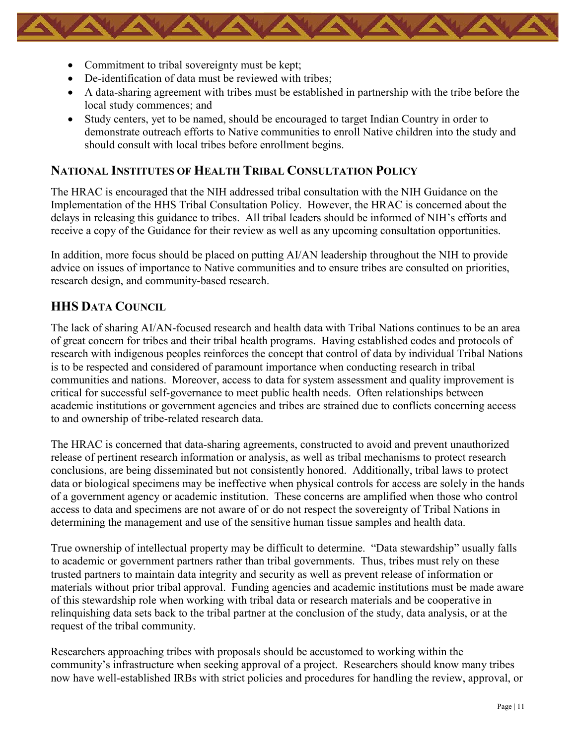- Commitment to tribal sovereignty must be kept;
- De-identification of data must be reviewed with tribes;
- A data-sharing agreement with tribes must be established in partnership with the tribe before the local study commences; and
- Study centers, yet to be named, should be encouraged to target Indian Country in order to demonstrate outreach efforts to Native communities to enroll Native children into the study and should consult with local tribes before enrollment begins.

## National Institutes of Health Tribal Consultation Policy

The HRAC is encouraged that the NIH addressed tribal consultation with the NIH Guidance on the Implementation of the HHS Tribal Consultation Policy. However, the HRAC is concerned about the delays in releasing this guidance to tribes. All tribal leaders should be informed of NIH's efforts and receive a copy of the Guidance for their review as well as any upcoming consultation opportunities.

In addition, more focus should be placed on putting AI/AN leadership throughout the NIH to provide advice on issues of importance to Native communities and to ensure tribes are consulted on priorities, research design, and community-based research.

## HHS Data Council

The lack of sharing AI/AN-focused research and health data with Tribal Nations continues to be an area of great concern for tribes and their tribal health programs. Having established codes and protocols of research with indigenous peoples reinforces the concept that control of data by individual Tribal Nations is to be respected and considered of paramount importance when conducting research in tribal communities and nations. Moreover, access to data for system assessment and quality improvement is critical for successful self-governance to meet public health needs. Often relationships between academic institutions or government agencies and tribes are strained due to conflicts concerning access to and ownership of tribe-related research data.

The HRAC is concerned that data-sharing agreements, constructed to avoid and prevent unauthorized release of pertinent research information or analysis, as well as tribal mechanisms to protect research conclusions, are being disseminated but not consistently honored. Additionally, tribal laws to protect data or biological specimens may be ineffective when physical controls for access are solely in the hands of a government agency or academic institution. These concerns are amplified when those who control access to data and specimens are not aware of or do not respect the sovereignty of Tribal Nations in determining the management and use of the sensitive human tissue samples and health data.

True ownership of intellectual property may be difficult to determine. "Data stewardship" usually falls to academic or government partners rather than tribal governments. Thus, tribes must rely on these trusted partners to maintain data integrity and security as well as prevent release of information or materials without prior tribal approval. Funding agencies and academic institutions must be made aware of this stewardship role when working with tribal data or research materials and be cooperative in relinquishing data sets back to the tribal partner at the conclusion of the study, data analysis, or at the request of the tribal community.

Researchers approaching tribes with proposals should be accustomed to working within the community's infrastructure when seeking approval of a project. Researchers should know many tribes now have well-established IRBs with strict policies and procedures for handling the review, approval, or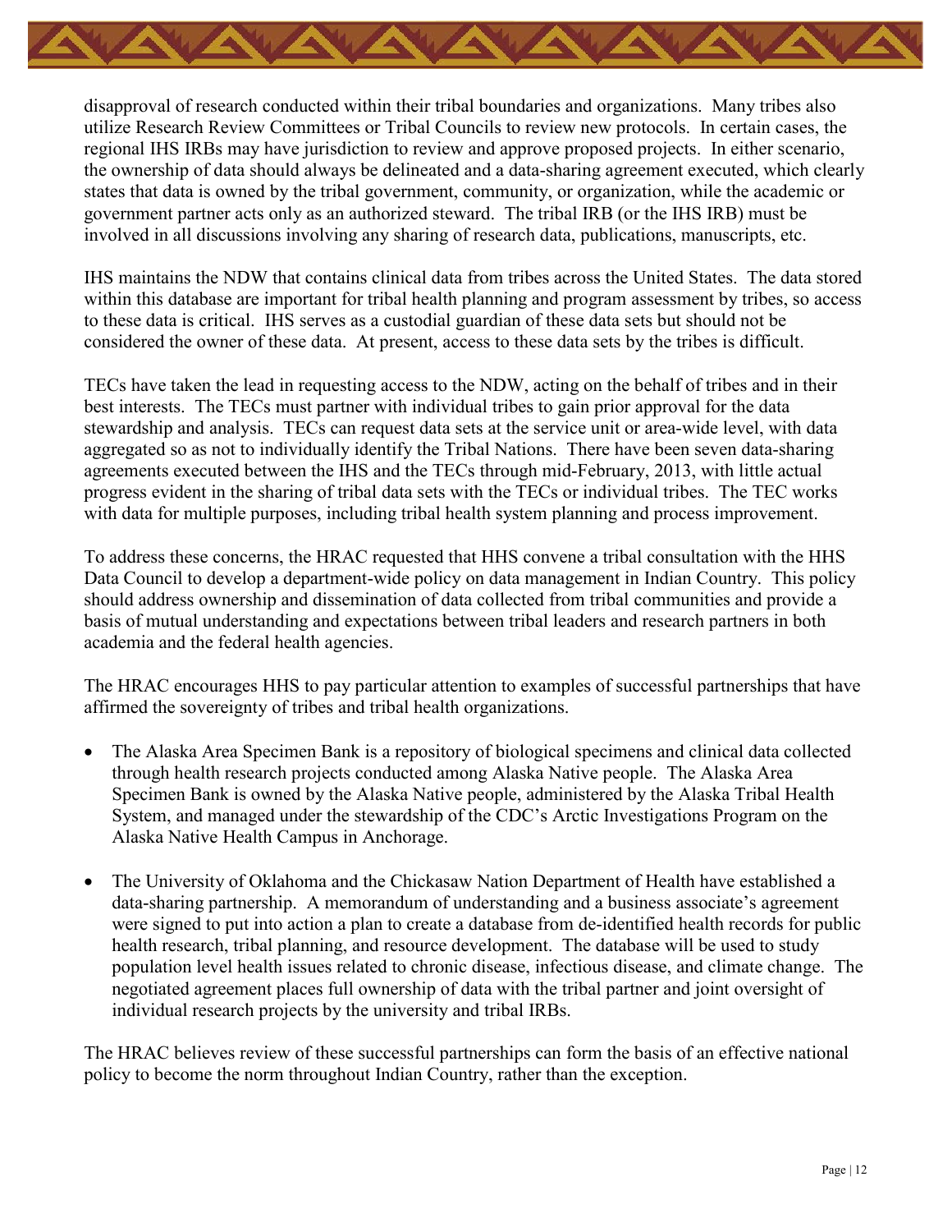disapproval of research conducted within their tribal boundaries and organizations. Many tribes also utilize Research Review Committees or Tribal Councils to review new protocols. In certain cases, the regional IHS IRBs may have jurisdiction to review and approve proposed projects. In either scenario, the ownership of data should always be delineated and a data-sharing agreement executed, which clearly states that data is owned by the tribal government, community, or organization, while the academic or government partner acts only as an authorized steward. The tribal IRB (or the IHS IRB) must be involved in all discussions involving any sharing of research data, publications, manuscripts, etc.

IHS maintains the NDW that contains clinical data from tribes across the United States. The data stored within this database are important for tribal health planning and program assessment by tribes, so access to these data is critical. IHS serves as a custodial guardian of these data sets but should not be considered the owner of these data. At present, access to these data sets by the tribes is difficult.

TECs have taken the lead in requesting access to the NDW, acting on the behalf of tribes and in their best interests. The TECs must partner with individual tribes to gain prior approval for the data stewardship and analysis. TECs can request data sets at the service unit or area-wide level, with data aggregated so as not to individually identify the Tribal Nations. There have been seven data-sharing agreements executed between the IHS and the TECs through mid-February, 2013, with little actual progress evident in the sharing of tribal data sets with the TECs or individual tribes. The TEC works with data for multiple purposes, including tribal health system planning and process improvement.

To address these concerns, the HRAC requested that HHS convene a tribal consultation with the HHS Data Council to develop a department-wide policy on data management in Indian Country. This policy should address ownership and dissemination of data collected from tribal communities and provide a basis of mutual understanding and expectations between tribal leaders and research partners in both academia and the federal health agencies.

The HRAC encourages HHS to pay particular attention to examples of successful partnerships that have affirmed the sovereignty of tribes and tribal health organizations.

- The Alaska Area Specimen Bank is a repository of biological specimens and clinical data collected through health research projects conducted among Alaska Native people. The Alaska Area Specimen Bank is owned by the Alaska Native people, administered by the Alaska Tribal Health System, and managed under the stewardship of the CDC's Arctic Investigations Program on the Alaska Native Health Campus in Anchorage.
- The University of Oklahoma and the Chickasaw Nation Department of Health have established a data-sharing partnership. A memorandum of understanding and a business associate's agreement were signed to put into action a plan to create a database from de-identified health records for public health research, tribal planning, and resource development. The database will be used to study population level health issues related to chronic disease, infectious disease, and climate change. The negotiated agreement places full ownership of data with the tribal partner and joint oversight of individual research projects by the university and tribal IRBs.

The HRAC believes review of these successful partnerships can form the basis of an effective national policy to become the norm throughout Indian Country, rather than the exception.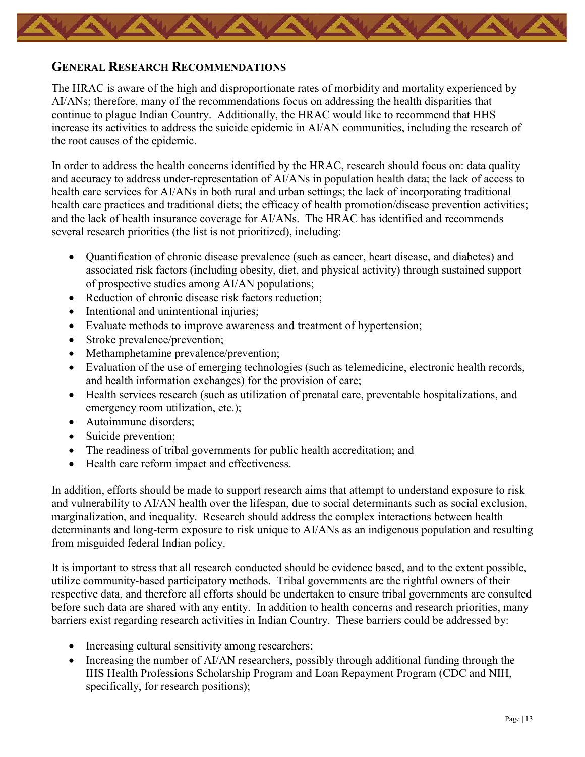## General Research Recommendations

The HRAC is aware of the high and disproportionate rates of morbidity and mortality experienced by AI/ANs; therefore, many of the recommendations focus on addressing the health disparities that continue to plague Indian Country. Additionally, the HRAC would like to recommend that HHS increase its activities to address the suicide epidemic in AI/AN communities, including the research of the root causes of the epidemic.

In order to address the health concerns identified by the HRAC, research should focus on: data quality and accuracy to address under-representation of AI/ANs in population health data; the lack of access to health care services for AI/ANs in both rural and urban settings; the lack of incorporating traditional health care practices and traditional diets; the efficacy of health promotion/disease prevention activities; and the lack of health insurance coverage for AI/ANs. The HRAC has identified and recommends several research priorities (the list is not prioritized), including:

- Quantification of chronic disease prevalence (such as cancer, heart disease, and diabetes) and associated risk factors (including obesity, diet, and physical activity) through sustained support of prospective studies among AI/AN populations;
- Reduction of chronic disease risk factors reduction;
- Intentional and unintentional injuries;
- Evaluate methods to improve awareness and treatment of hypertension;
- Stroke prevalence/prevention;
- Methamphetamine prevalence/prevention;
- Evaluation of the use of emerging technologies (such as telemedicine, electronic health records, and health information exchanges) for the provision of care;
- Health services research (such as utilization of prenatal care, preventable hospitalizations, and emergency room utilization, etc.);
- Autoimmune disorders;
- Suicide prevention;
- The readiness of tribal governments for public health accreditation; and
- Health care reform impact and effectiveness.

In addition, efforts should be made to support research aims that attempt to understand exposure to risk and vulnerability to AI/AN health over the lifespan, due to social determinants such as social exclusion, marginalization, and inequality. Research should address the complex interactions between health determinants and long-term exposure to risk unique to AI/ANs as an indigenous population and resulting from misguided federal Indian policy.

It is important to stress that all research conducted should be evidence based, and to the extent possible, utilize community-based participatory methods. Tribal governments are the rightful owners of their respective data, and therefore all efforts should be undertaken to ensure tribal governments are consulted before such data are shared with any entity. In addition to health concerns and research priorities, many barriers exist regarding research activities in Indian Country. These barriers could be addressed by:

- Increasing cultural sensitivity among researchers;
- Increasing the number of AI/AN researchers, possibly through additional funding through the IHS Health Professions Scholarship Program and Loan Repayment Program (CDC and NIH, specifically, for research positions);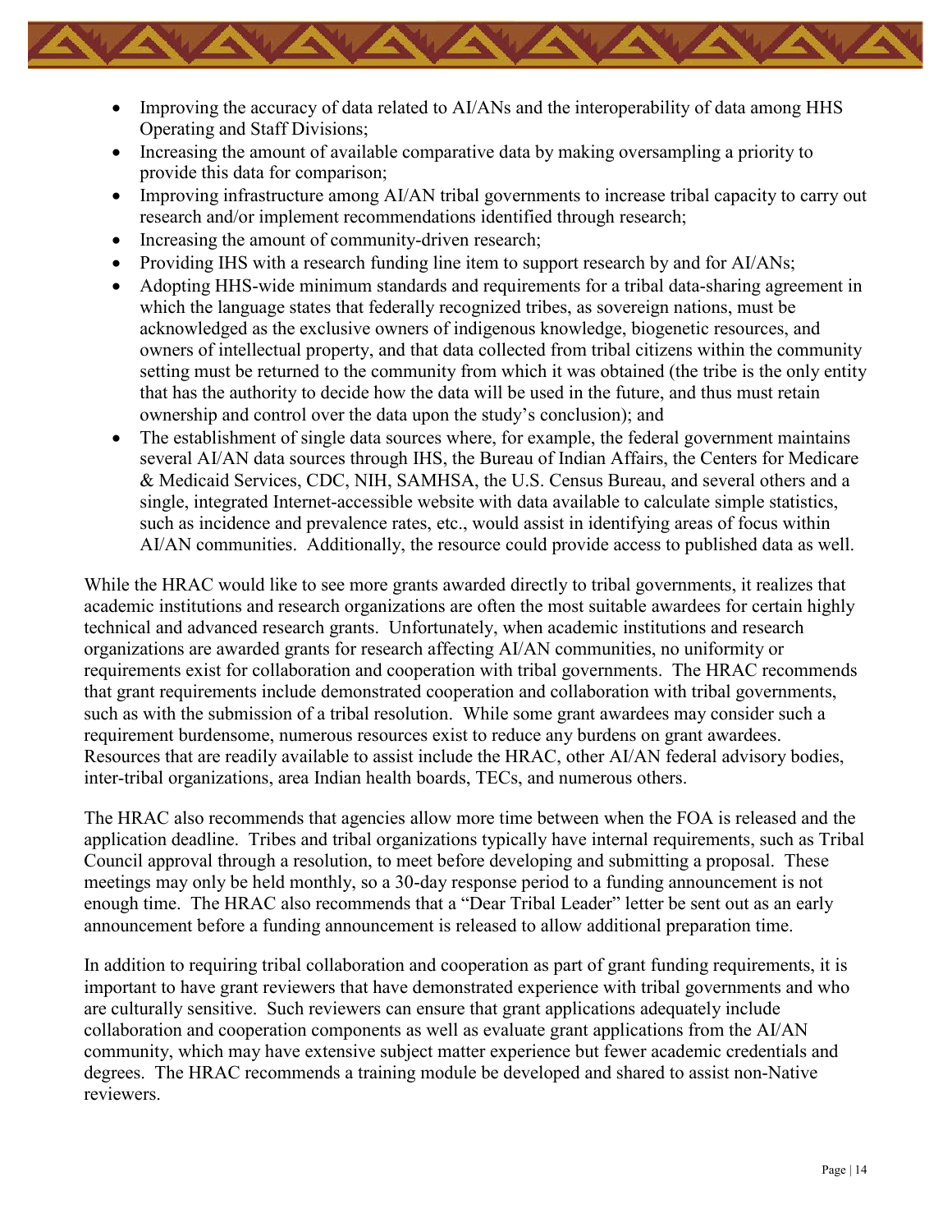- Improving the accuracy of data related to AI/ANs and the interoperability of data among HHS Operating and Staff Divisions;
- Increasing the amount of available comparative data by making oversampling a priority to provide this data for comparison;
- Improving infrastructure among AI/AN tribal governments to increase tribal capacity to carry out research and/or implement recommendations identified through research;
- Increasing the amount of community-driven research;
- Providing IHS with a research funding line item to support research by and for AI/ANs;
- Adopting HHS-wide minimum standards and requirements for a tribal data-sharing agreement in which the language states that federally recognized tribes, as sovereign nations, must be acknowledged as the exclusive owners of indigenous knowledge, biogenetic resources, and owners of intellectual property, and that data collected from tribal citizens within the community setting must be returned to the community from which it was obtained (the tribe is the only entity that has the authority to decide how the data will be used in the future, and thus must retain ownership and control over the data upon the study's conclusion); and
- The establishment of single data sources where, for example, the federal government maintains several AI/AN data sources through IHS, the Bureau of Indian Affairs, the Centers for Medicare & Medicaid Services, CDC, NIH, SAMHSA, the U.S. Census Bureau, and several others and a single, integrated Internet-accessible website with data available to calculate simple statistics, such as incidence and prevalence rates, etc., would assist in identifying areas of focus within AI/AN communities. Additionally, the resource could provide access to published data as well.

While the HRAC would like to see more grants awarded directly to tribal governments, it realizes that academic institutions and research organizations are often the most suitable awardees for certain highly technical and advanced research grants. Unfortunately, when academic institutions and research organizations are awarded grants for research affecting AI/AN communities, no uniformity or requirements exist for collaboration and cooperation with tribal governments. The HRAC recommends that grant requirements include demonstrated cooperation and collaboration with tribal governments, such as with the submission of a tribal resolution. While some grant awardees may consider such a requirement burdensome, numerous resources exist to reduce any burdens on grant awardees. Resources that are readily available to assist include the HRAC, other AI/AN federal advisory bodies, inter-tribal organizations, area Indian health boards, TECs, and numerous others.

The HRAC also recommends that agencies allow more time between when the FOA is released and the application deadline. Tribes and tribal organizations typically have internal requirements, such as Tribal Council approval through a resolution, to meet before developing and submitting a proposal. These meetings may only be held monthly, so a 30-day response period to a funding announcement is not enough time. The HRAC also recommends that a "Dear Tribal Leader" letter be sent out as an early announcement before a funding announcement is released to allow additional preparation time.

In addition to requiring tribal collaboration and cooperation as part of grant funding requirements, it is important to have grant reviewers that have demonstrated experience with tribal governments and who are culturally sensitive. Such reviewers can ensure that grant applications adequately include collaboration and cooperation components as well as evaluate grant applications from the AI/AN community, which may have extensive subject matter experience but fewer academic credentials and degrees. The HRAC recommends a training module be developed and shared to assist non-Native reviewers.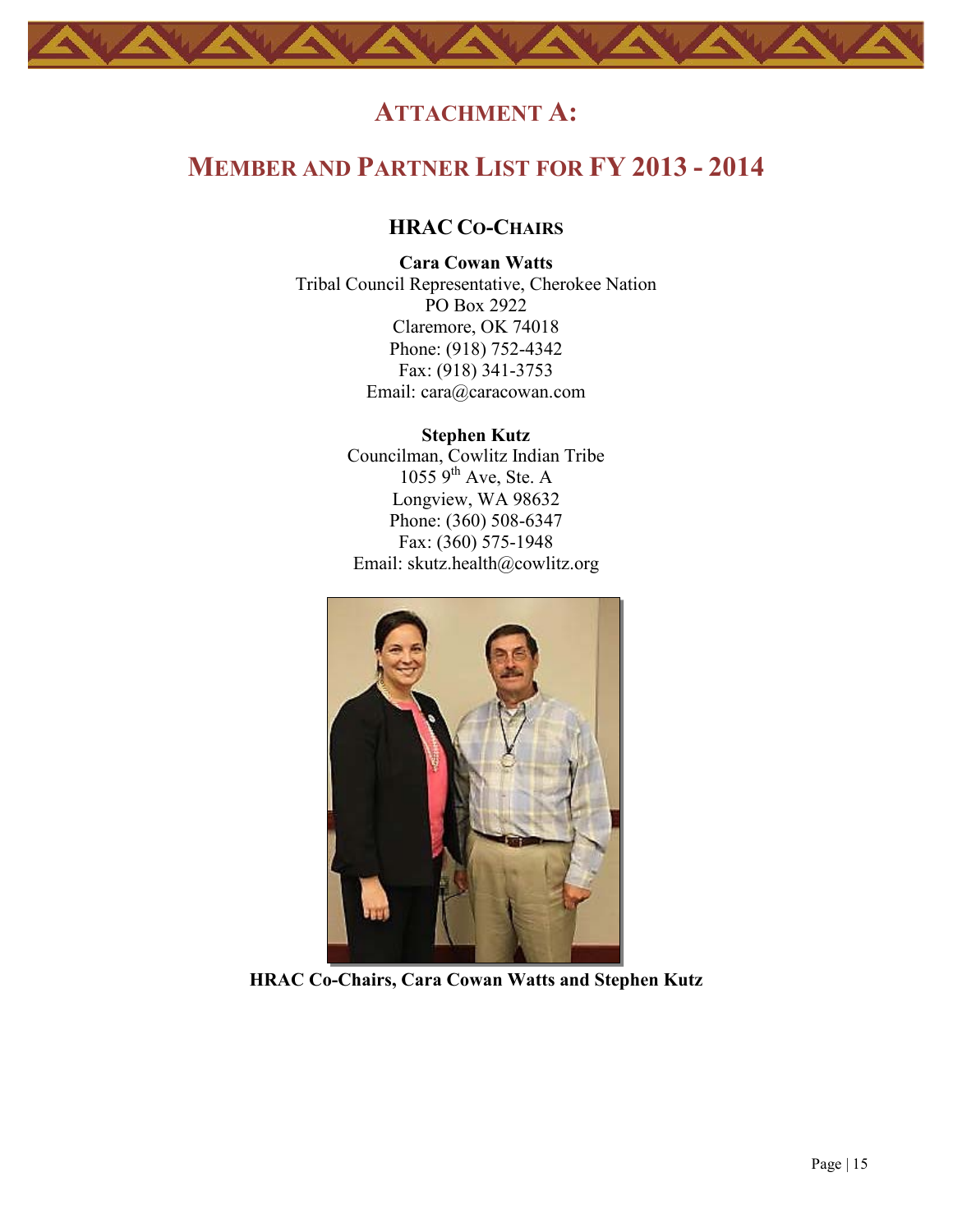# ATTACHMENT A:

# MEMBER AND PARTNER LIST FOR FY 2013 - 2014

## HRAC CO-CHAIRS

**Cara Cowan Watts**
Tribal Council Representative, Cherokee Nation
PO Box 2922
Claremore, OK 74018
Phone: (918) 752-4342
Fax: (918) 341-3753
Email: cara@caracowan.com

**Stephen Kutz**
Councilman, Cowlitz Indian Tribe
1055 9th Ave, Ste. A
Longview, WA 98632
Phone: (360) 508-6347
Fax: (360) 575-1948
Email: skutz.health@cowlitz.org

**HRAC Co-Chairs, Cara Cowan Watts and Stephen Kutz**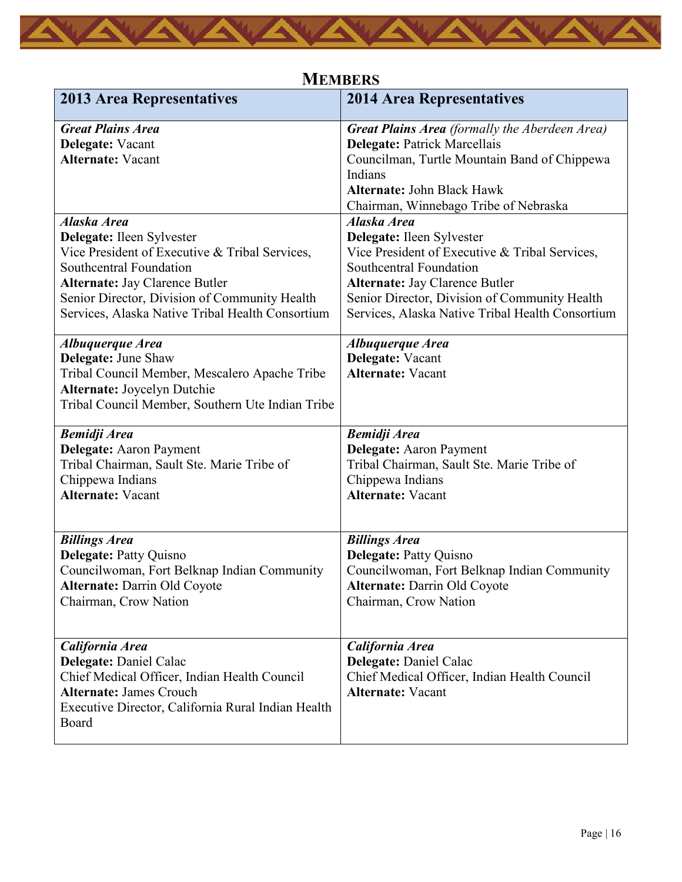## MEMBERS

| 2013 Area Representatives | 2014 Area Representatives |
|---|---|
| ***Great Plains Area***<br>**Delegate:** Vacant<br>**Alternate:** Vacant | ***Great Plains Area*** *(formally the Aberdeen Area)*<br>**Delegate:** Patrick Marcellais<br>Councilman, Turtle Mountain Band of Chippewa Indians<br>**Alternate:** John Black Hawk<br>Chairman, Winnebago Tribe of Nebraska |
| ***Alaska Area***<br>**Delegate:** Ileen Sylvester<br>Vice President of Executive & Tribal Services, Southcentral Foundation<br>**Alternate:** Jay Clarence Butler<br>Senior Director, Division of Community Health Services, Alaska Native Tribal Health Consortium | ***Alaska Area***<br>**Delegate:** Ileen Sylvester<br>Vice President of Executive & Tribal Services, Southcentral Foundation<br>**Alternate:** Jay Clarence Butler<br>Senior Director, Division of Community Health Services, Alaska Native Tribal Health Consortium |
| ***Albuquerque Area***<br>**Delegate:** June Shaw<br>Tribal Council Member, Mescalero Apache Tribe<br>**Alternate:** Joycelyn Dutchie<br>Tribal Council Member, Southern Ute Indian Tribe | ***Albuquerque Area***<br>**Delegate:** Vacant<br>**Alternate:** Vacant |
| ***Bemidji Area***<br>**Delegate:** Aaron Payment<br>Tribal Chairman, Sault Ste. Marie Tribe of Chippewa Indians<br>**Alternate:** Vacant | ***Bemidji Area***<br>**Delegate:** Aaron Payment<br>Tribal Chairman, Sault Ste. Marie Tribe of Chippewa Indians<br>**Alternate:** Vacant |
| ***Billings Area***<br>**Delegate:** Patty Quisno<br>Councilwoman, Fort Belknap Indian Community<br>**Alternate:** Darrin Old Coyote<br>Chairman, Crow Nation | ***Billings Area***<br>**Delegate:** Patty Quisno<br>Councilwoman, Fort Belknap Indian Community<br>**Alternate:** Darrin Old Coyote<br>Chairman, Crow Nation |
| ***California Area***<br>**Delegate:** Daniel Calac<br>Chief Medical Officer, Indian Health Council<br>**Alternate:** James Crouch<br>Executive Director, California Rural Indian Health Board | ***California Area***<br>**Delegate:** Daniel Calac<br>Chief Medical Officer, Indian Health Council<br>**Alternate:** Vacant |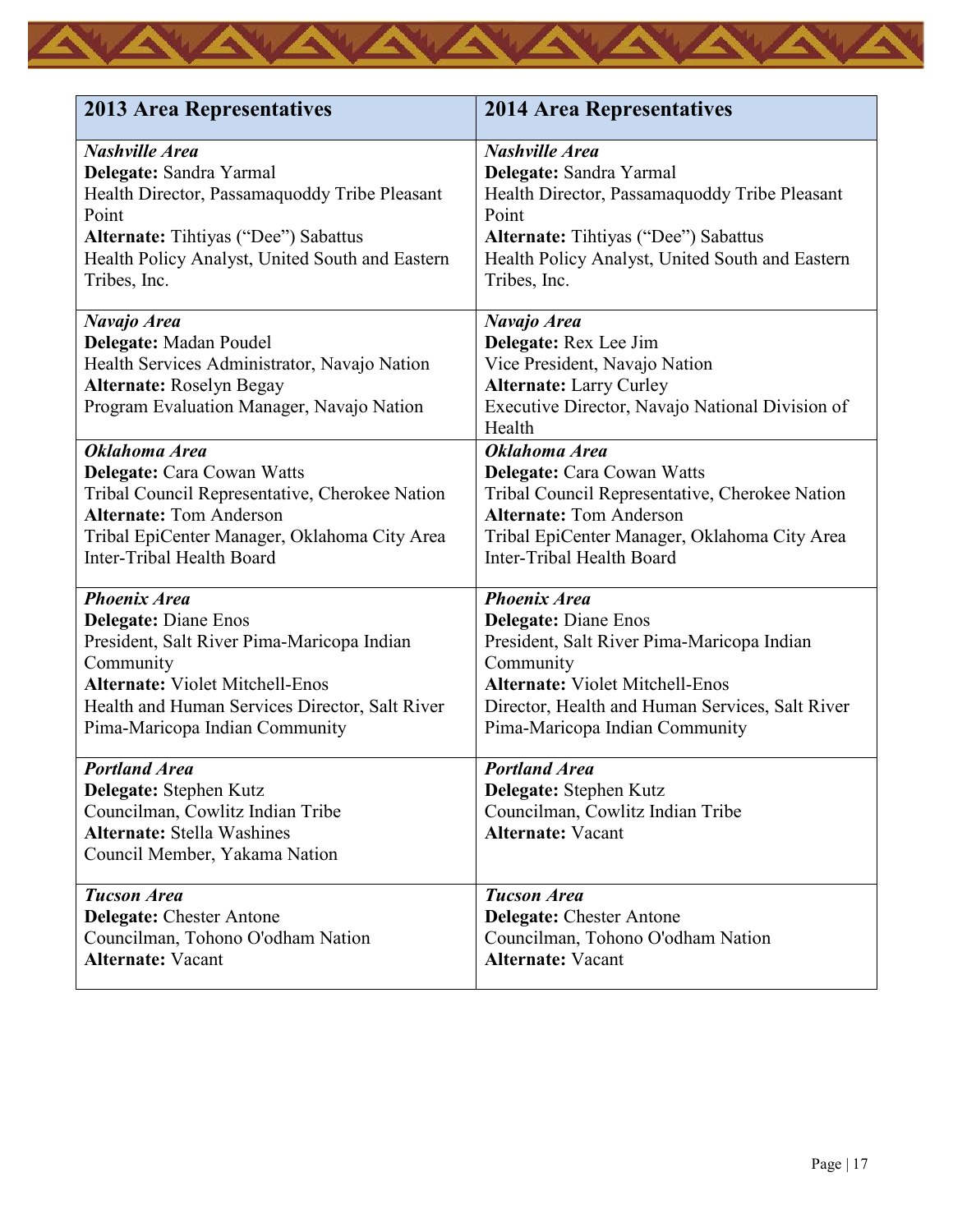| 2013 Area Representatives | 2014 Area Representatives |
|---|---|
| ***Nashville Area*** **Delegate:** Sandra Yarmal Health Director, Passamaquoddy Tribe Pleasant Point **Alternate:** Tihtiyas ("Dee") Sabattus Health Policy Analyst, United South and Eastern Tribes, Inc. | ***Nashville Area*** **Delegate:** Sandra Yarmal Health Director, Passamaquoddy Tribe Pleasant Point **Alternate:** Tihtiyas ("Dee") Sabattus Health Policy Analyst, United South and Eastern Tribes, Inc. |
| ***Navajo Area*** **Delegate:** Madan Poudel Health Services Administrator, Navajo Nation **Alternate:** Roselyn Begay Program Evaluation Manager, Navajo Nation | ***Navajo Area*** **Delegate:** Rex Lee Jim Vice President, Navajo Nation **Alternate:** Larry Curley Executive Director, Navajo National Division of Health |
| ***Oklahoma Area*** **Delegate:** Cara Cowan Watts Tribal Council Representative, Cherokee Nation **Alternate:** Tom Anderson Tribal EpiCenter Manager, Oklahoma City Area Inter-Tribal Health Board | ***Oklahoma Area*** **Delegate:** Cara Cowan Watts Tribal Council Representative, Cherokee Nation **Alternate:** Tom Anderson Tribal EpiCenter Manager, Oklahoma City Area Inter-Tribal Health Board |
| ***Phoenix Area*** **Delegate:** Diane Enos President, Salt River Pima-Maricopa Indian Community **Alternate:** Violet Mitchell-Enos Health and Human Services Director, Salt River Pima-Maricopa Indian Community | ***Phoenix Area*** **Delegate:** Diane Enos President, Salt River Pima-Maricopa Indian Community **Alternate:** Violet Mitchell-Enos Director, Health and Human Services, Salt River Pima-Maricopa Indian Community |
| ***Portland Area*** **Delegate:** Stephen Kutz Councilman, Cowlitz Indian Tribe **Alternate:** Stella Washines Council Member, Yakama Nation | ***Portland Area*** **Delegate:** Stephen Kutz Councilman, Cowlitz Indian Tribe **Alternate:** Vacant |
| ***Tucson Area*** **Delegate:** Chester Antone Councilman, Tohono O'odham Nation **Alternate:** Vacant | ***Tucson Area*** **Delegate:** Chester Antone Councilman, Tohono O'odham Nation **Alternate:** Vacant |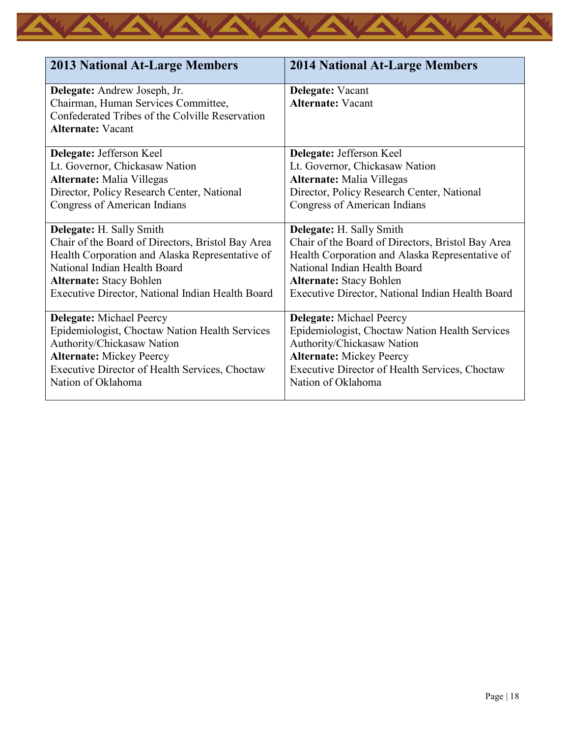| 2013 National At-Large Members | 2014 National At-Large Members |
|---|---|
| **Delegate:** Andrew Joseph, Jr.<br>Chairman, Human Services Committee, Confederated Tribes of the Colville Reservation<br>**Alternate:** Vacant | **Delegate:** Vacant<br>**Alternate:** Vacant |
| **Delegate:** Jefferson Keel<br>Lt. Governor, Chickasaw Nation<br>**Alternate:** Malia Villegas<br>Director, Policy Research Center, National Congress of American Indians | **Delegate:** Jefferson Keel<br>Lt. Governor, Chickasaw Nation<br>**Alternate:** Malia Villegas<br>Director, Policy Research Center, National Congress of American Indians |
| **Delegate:** H. Sally Smith<br>Chair of the Board of Directors, Bristol Bay Area Health Corporation and Alaska Representative of National Indian Health Board<br>**Alternate:** Stacy Bohlen<br>Executive Director, National Indian Health Board | **Delegate:** H. Sally Smith<br>Chair of the Board of Directors, Bristol Bay Area Health Corporation and Alaska Representative of National Indian Health Board<br>**Alternate:** Stacy Bohlen<br>Executive Director, National Indian Health Board |
| **Delegate:** Michael Peercy<br>Epidemiologist, Choctaw Nation Health Services Authority/Chickasaw Nation<br>**Alternate:** Mickey Peercy<br>Executive Director of Health Services, Choctaw Nation of Oklahoma | **Delegate:** Michael Peercy<br>Epidemiologist, Choctaw Nation Health Services Authority/Chickasaw Nation<br>**Alternate:** Mickey Peercy<br>Executive Director of Health Services, Choctaw Nation of Oklahoma |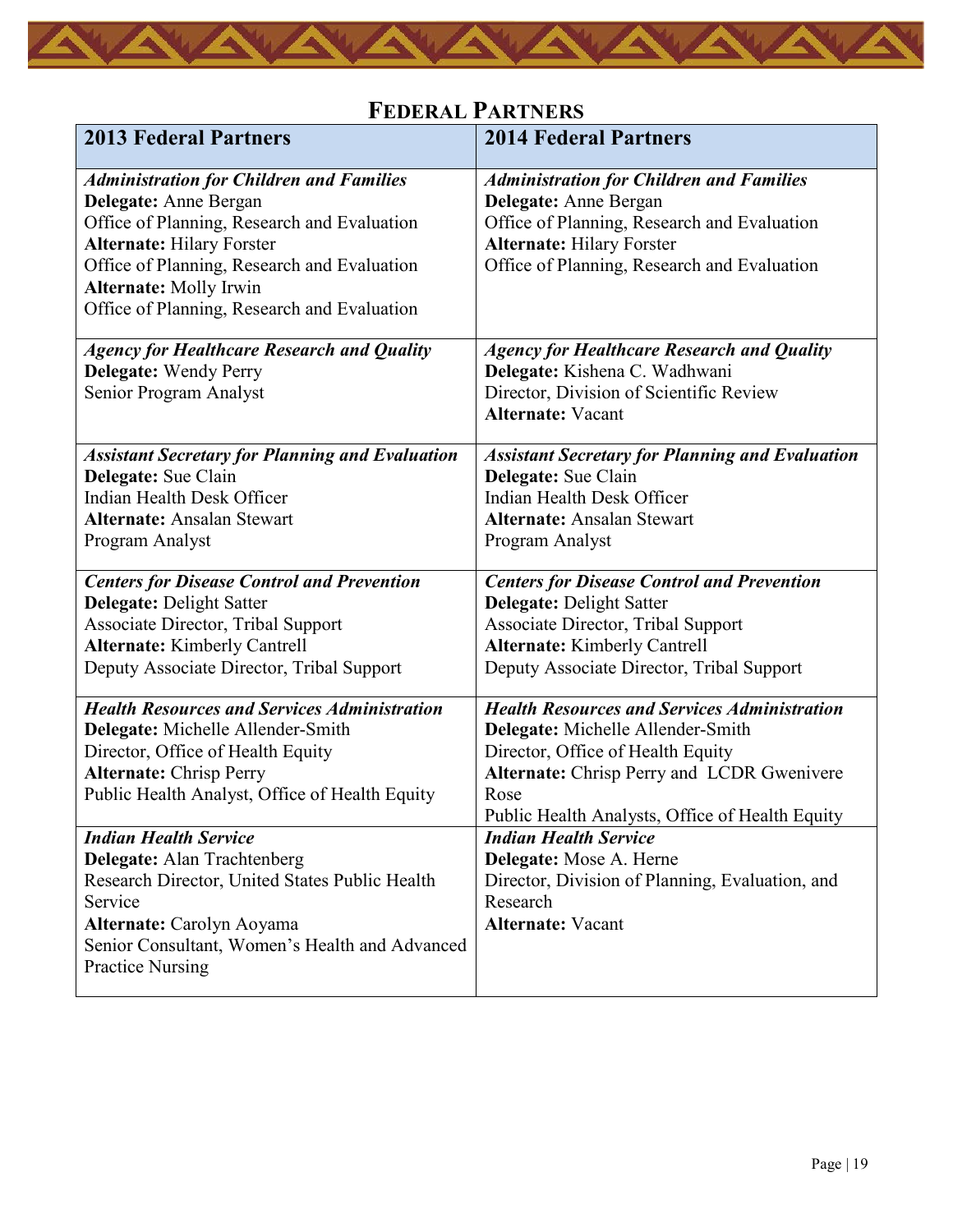## Federal Partners

| 2013 Federal Partners | 2014 Federal Partners |
|---|---|
| ***Administration for Children and Families*** <br> **Delegate:** Anne Bergan <br> Office of Planning, Research and Evaluation <br> **Alternate:** Hilary Forster <br> Office of Planning, Research and Evaluation <br> **Alternate:** Molly Irwin <br> Office of Planning, Research and Evaluation | ***Administration for Children and Families*** <br> **Delegate:** Anne Bergan <br> Office of Planning, Research and Evaluation <br> **Alternate:** Hilary Forster <br> Office of Planning, Research and Evaluation |
| ***Agency for Healthcare Research and Quality*** <br> **Delegate:** Wendy Perry <br> Senior Program Analyst | ***Agency for Healthcare Research and Quality*** <br> **Delegate:** Kishena C. Wadhwani <br> Director, Division of Scientific Review <br> **Alternate:** Vacant |
| ***Assistant Secretary for Planning and Evaluation*** <br> **Delegate:** Sue Clain <br> Indian Health Desk Officer <br> **Alternate:** Ansalan Stewart <br> Program Analyst | ***Assistant Secretary for Planning and Evaluation*** <br> **Delegate:** Sue Clain <br> Indian Health Desk Officer <br> **Alternate:** Ansalan Stewart <br> Program Analyst |
| ***Centers for Disease Control and Prevention*** <br> **Delegate:** Delight Satter <br> Associate Director, Tribal Support <br> **Alternate:** Kimberly Cantrell <br> Deputy Associate Director, Tribal Support | ***Centers for Disease Control and Prevention*** <br> **Delegate:** Delight Satter <br> Associate Director, Tribal Support <br> **Alternate:** Kimberly Cantrell <br> Deputy Associate Director, Tribal Support |
| ***Health Resources and Services Administration*** <br> **Delegate:** Michelle Allender-Smith <br> Director, Office of Health Equity <br> **Alternate:** Chrisp Perry <br> Public Health Analyst, Office of Health Equity | ***Health Resources and Services Administration*** <br> **Delegate:** Michelle Allender-Smith <br> Director, Office of Health Equity <br> **Alternate:** Chrisp Perry and LCDR Gwenivere Rose <br> Public Health Analysts, Office of Health Equity |
| ***Indian Health Service*** <br> **Delegate:** Alan Trachtenberg <br> Research Director, United States Public Health Service <br> **Alternate:** Carolyn Aoyama <br> Senior Consultant, Women's Health and Advanced Practice Nursing | ***Indian Health Service*** <br> **Delegate:** Mose A. Herne <br> Director, Division of Planning, Evaluation, and Research <br> **Alternate:** Vacant |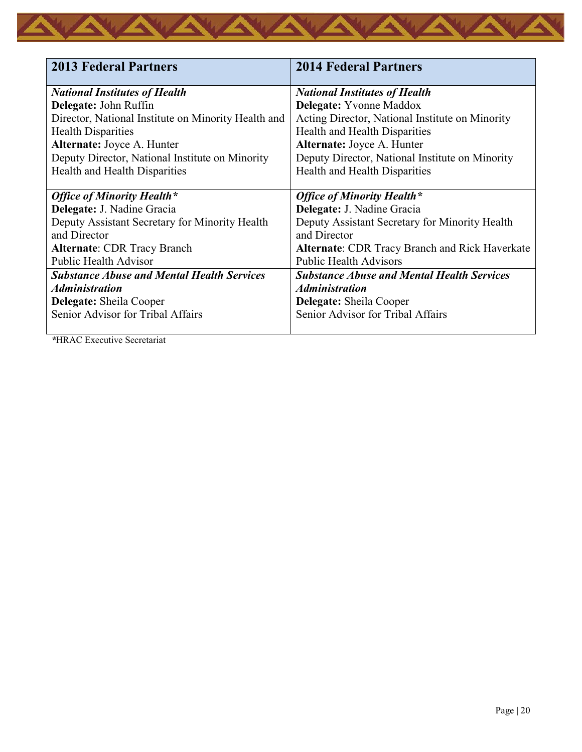| 2013 Federal Partners | 2014 Federal Partners |
|---|---|
| ***National Institutes of Health***<br>**Delegate:** John Ruffin<br>Director, National Institute on Minority Health and Health Disparities<br>**Alternate:** Joyce A. Hunter<br>Deputy Director, National Institute on Minority Health and Health Disparities | ***National Institutes of Health***<br>**Delegate:** Yvonne Maddox<br>Acting Director, National Institute on Minority Health and Health Disparities<br>**Alternate:** Joyce A. Hunter<br>Deputy Director, National Institute on Minority Health and Health Disparities |
| ***Office of Minority Health****<br>**Delegate:** J. Nadine Gracia<br>Deputy Assistant Secretary for Minority Health and Director<br>**Alternate**: CDR Tracy Branch<br>Public Health Advisor | ***Office of Minority Health****<br>**Delegate:** J. Nadine Gracia<br>Deputy Assistant Secretary for Minority Health and Director<br>**Alternate**: CDR Tracy Branch and Rick Haverkate<br>Public Health Advisors |
| ***Substance Abuse and Mental Health Services Administration***<br>**Delegate:** Sheila Cooper<br>Senior Advisor for Tribal Affairs | ***Substance Abuse and Mental Health Services Administration***<br>**Delegate:** Sheila Cooper<br>Senior Advisor for Tribal Affairs |

*HRAC Executive Secretariat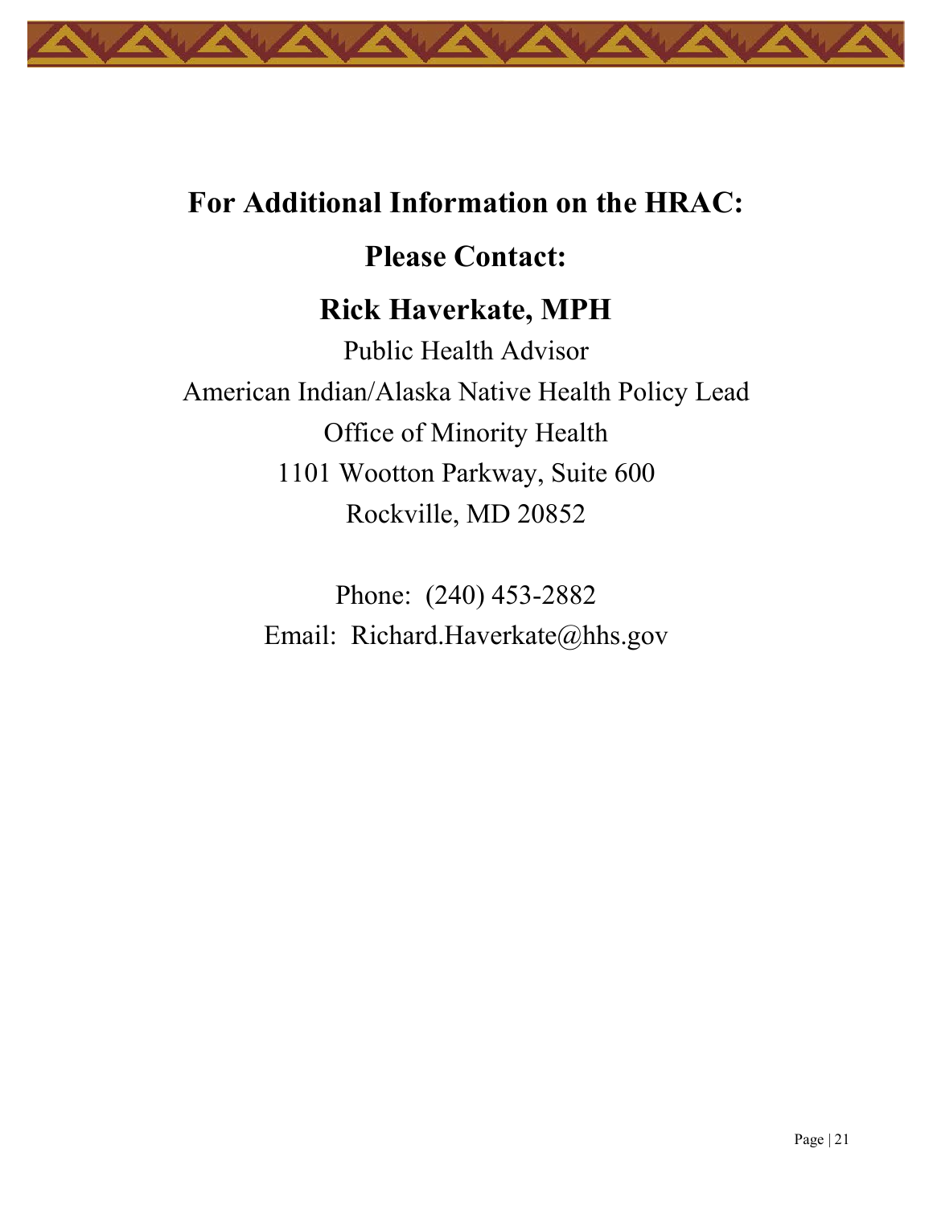# For Additional Information on the HRAC:

## Please Contact:

## Rick Haverkate, MPH

Public Health Advisor
American Indian/Alaska Native Health Policy Lead
Office of Minority Health
1101 Wootton Parkway, Suite 600
Rockville, MD 20852

Phone: (240) 453-2882
Email: Richard.Haverkate@hhs.gov